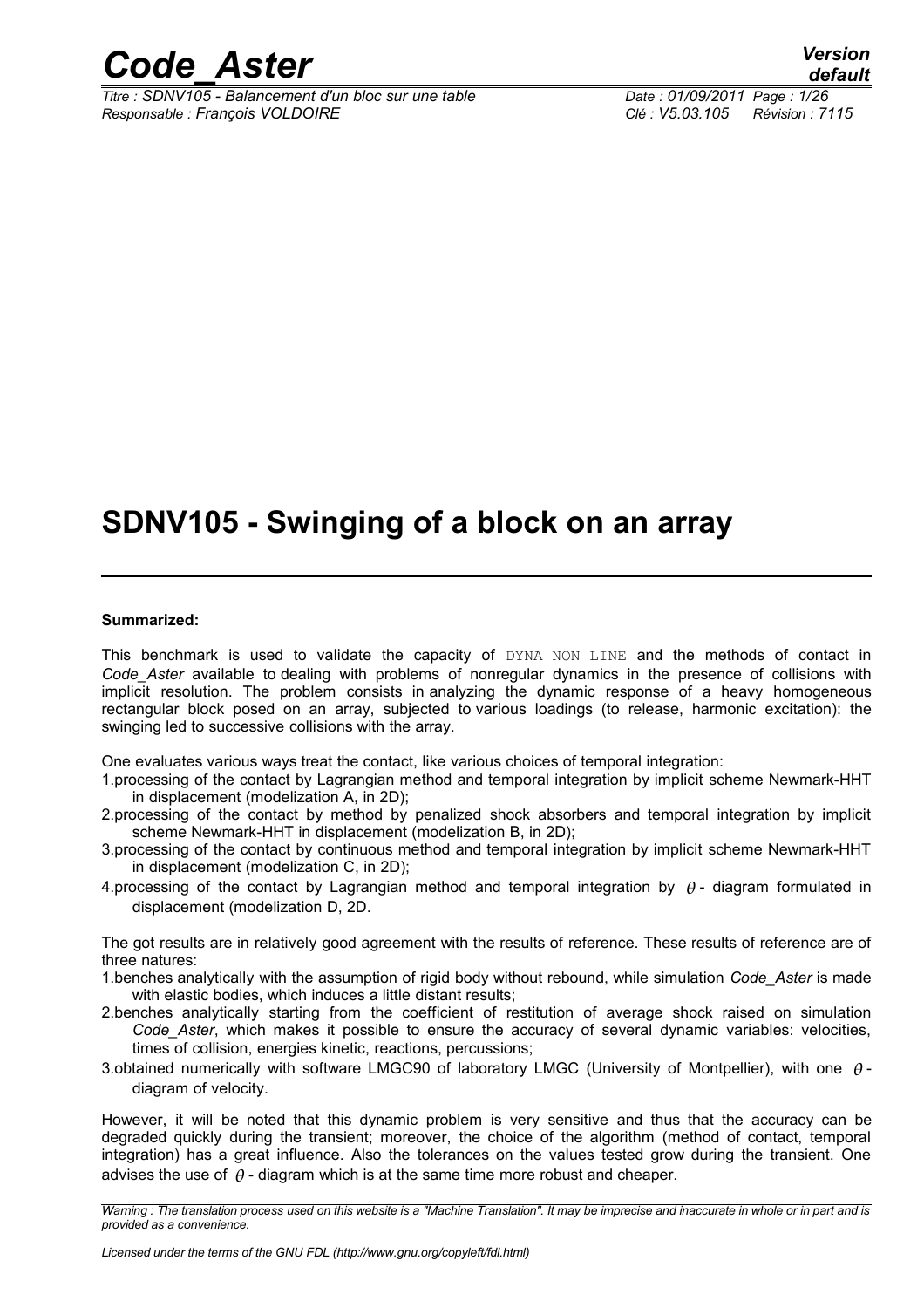# SDNV105 - Swinging of a block on an array

**Summarized:**

This benchmark is used to validate the capacity of DYNA_NON_LINE and the methods of contact in *Code_Aster* available to dealing with problems of nonregular dynamics in the presence of collisions with implicit resolution. The problem consists in analyzing the dynamic response of a heavy homogeneous rectangular block posed on an array, subjected to various loadings (to release, harmonic excitation): the swinging led to successive collisions with the array.

One evaluates various ways treat the contact, like various choices of temporal integration:

1. processing of the contact by Lagrangian method and temporal integration by implicit scheme Newmark-HHT in displacement (modelization A, in 2D);
2. processing of the contact by method by penalized shock absorbers and temporal integration by implicit scheme Newmark-HHT in displacement (modelization B, in 2D);
3. processing of the contact by continuous method and temporal integration by implicit scheme Newmark-HHT in displacement (modelization C, in 2D);
4. processing of the contact by Lagrangian method and temporal integration by $\theta$ - diagram formulated in displacement (modelization D, 2D.

The got results are in relatively good agreement with the results of reference. These results of reference are of three natures:

1. benches analytically with the assumption of rigid body without rebound, while simulation *Code_Aster* is made with elastic bodies, which induces a little distant results;
2. benches analytically starting from the coefficient of restitution of average shock raised on simulation *Code_Aster*, which makes it possible to ensure the accuracy of several dynamic variables: velocities, times of collision, energies kinetic, reactions, percussions;
3. obtained numerically with software LMGC90 of laboratory LMGC (University of Montpellier), with one $\theta$ - diagram of velocity.

However, it will be noted that this dynamic problem is very sensitive and thus that the accuracy can be degraded quickly during the transient; moreover, the choice of the algorithm (method of contact, temporal integration) has a great influence. Also the tolerances on the values tested grow during the transient. One advises the use of $\theta$ - diagram which is at the same time more robust and cheaper.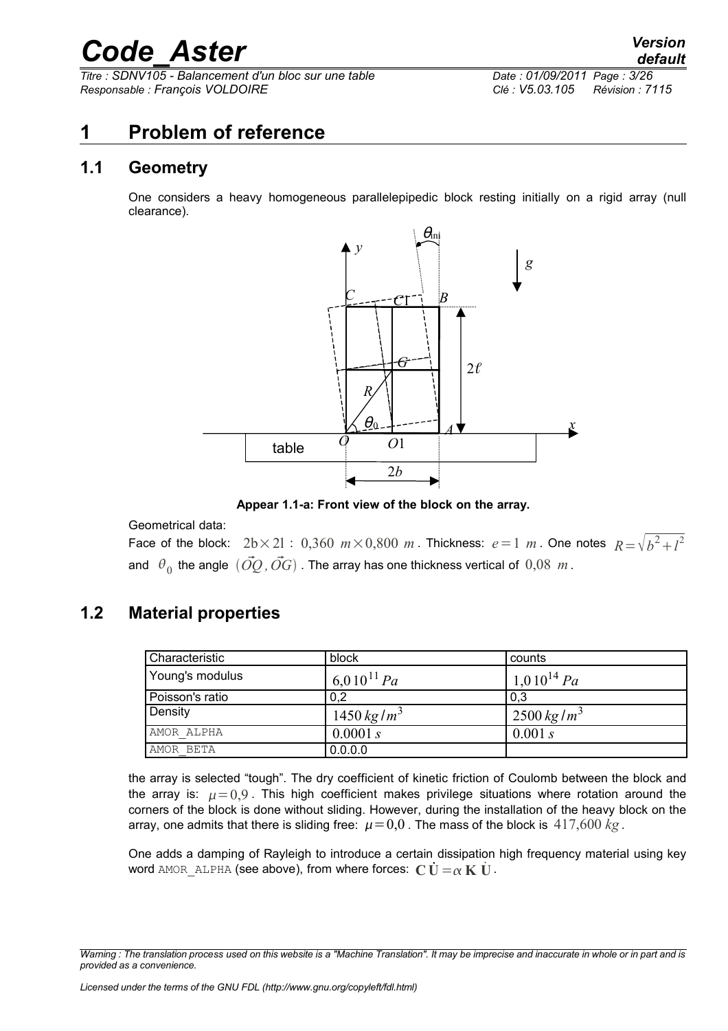# 1 Problem of reference

## 1.1 Geometry

One considers a heavy homogeneous parallelepipedic block resting initially on a rigid array (null clearance).

**Appear 1.1-a: Front view of the block on the array.**

Geometrical data:

Face of the block: $2b \times 2l$ : $0{,}360\ m \times 0{,}800\ m$ . Thickness: $e = 1\ m$ . One notes $R = \sqrt{b^2 + l^2}$ and $\theta_0$ the angle $(\vec{OQ}, \vec{OG})$ . The array has one thickness vertical of $0{,}08\ m$ .

## 1.2 Material properties

| Characteristic | block | counts |
|---|---|---|
| Young's modulus | $6{,}0\,10^{11}\,Pa$ | $1{,}0\,10^{14}\,Pa$ |
| Poisson's ratio | 0,2 | 0,3 |
| Density | $1450\,kg/m^3$ | $2500\,kg/m^3$ |
| AMOR_ALPHA | $0.0001\,s$ | $0.001\,s$ |
| AMOR_BETA | 0.0.0.0 | |

the array is selected "tough". The dry coefficient of kinetic friction of Coulomb between the block and the array is: $\mu = 0{,}9$ . This high coefficient makes privilege situations where rotation around the corners of the block is done without sliding. However, during the installation of the heavy block on the array, one admits that there is sliding free: $\mu = 0{,}0$ . The mass of the block is $417{,}600\ kg$ .

One adds a damping of Rayleigh to introduce a certain dissipation high frequency material using key word AMOR_ALPHA (see above), from where forces: $\mathbf{C}\,\dot{\mathbf{U}} = \alpha\,\mathbf{K}\,\dot{\mathbf{U}}$ .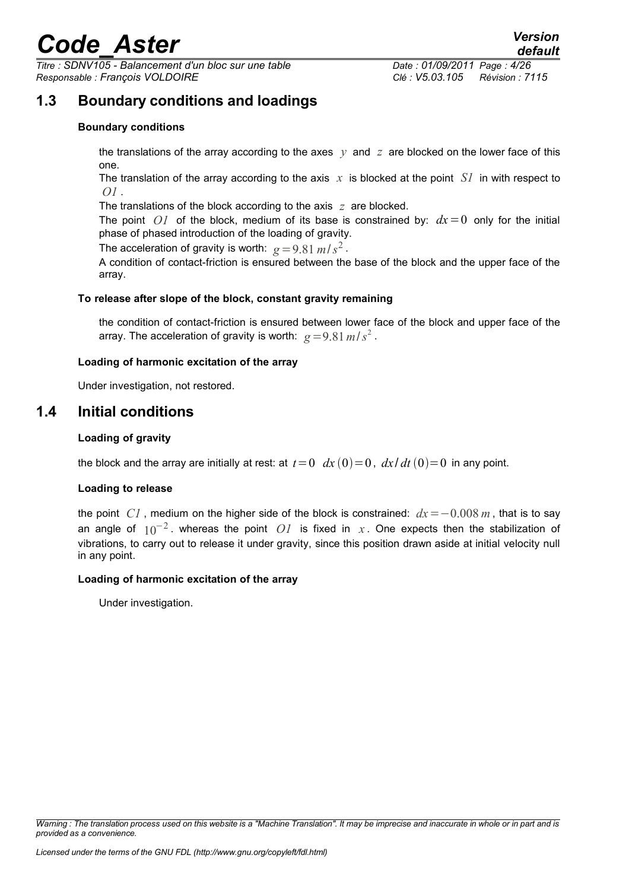## 1.3 Boundary conditions and loadings

**Boundary conditions**

the translations of the array according to the axes $y$ and $z$ are blocked on the lower face of this one.

The translation of the array according to the axis $x$ is blocked at the point $S1$ in with respect to $O1$.

The translations of the block according to the axis $z$ are blocked.

The point $O1$ of the block, medium of its base is constrained by: $dx=0$ only for the initial phase of phased introduction of the loading of gravity.

The acceleration of gravity is worth: $g=9.81\ m/s^2$.

A condition of contact-friction is ensured between the base of the block and the upper face of the array.

**To release after slope of the block, constant gravity remaining**

the condition of contact-friction is ensured between lower face of the block and upper face of the array. The acceleration of gravity is worth: $g=9.81\,m/s^2$.

**Loading of harmonic excitation of the array**

Under investigation, not restored.

## 1.4 Initial conditions

**Loading of gravity**

the block and the array are initially at rest: at $t=0$ $dx(0)=0$, $dx/dt(0)=0$ in any point.

**Loading to release**

the point $C1$, medium on the higher side of the block is constrained: $dx=-0.008\ m$, that is to say an angle of $10^{-2}$. whereas the point $O1$ is fixed in $x$. One expects then the stabilization of vibrations, to carry out to release it under gravity, since this position drawn aside at initial velocity null in any point.

**Loading of harmonic excitation of the array**

Under investigation.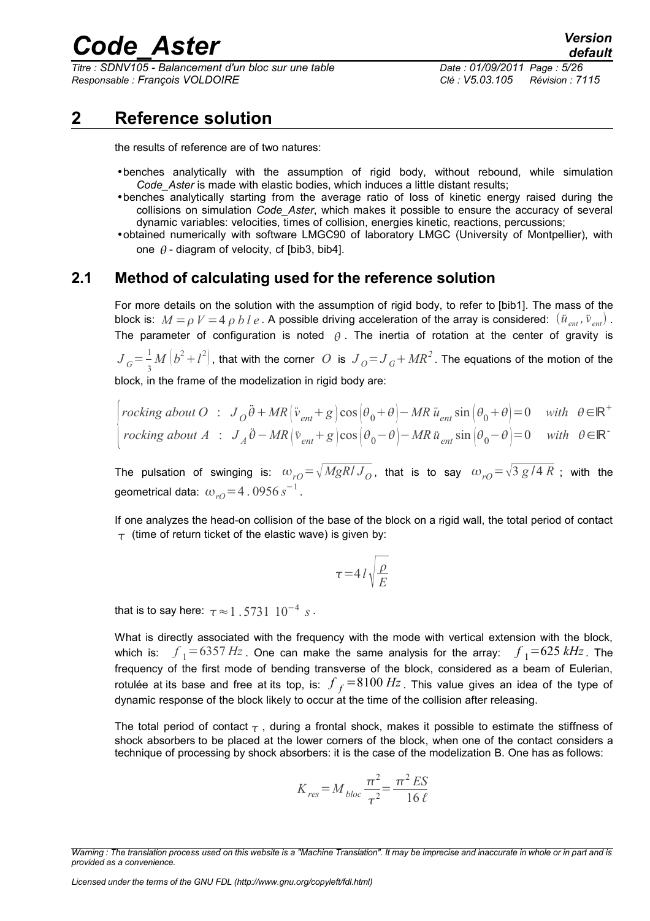# 2 Reference solution

the results of reference are of two natures:

- benches analytically with the assumption of rigid body, without rebound, while simulation *Code_Aster* is made with elastic bodies, which induces a little distant results;
- benches analytically starting from the average ratio of loss of kinetic energy raised during the collisions on simulation *Code_Aster*, which makes it possible to ensure the accuracy of several dynamic variables: velocities, times of collision, energies kinetic, reactions, percussions;
- obtained numerically with software LMGC90 of laboratory LMGC (University of Montpellier), with one $\theta$ - diagram of velocity, cf [bib3, bib4].

## 2.1 Method of calculating used for the reference solution

For more details on the solution with the assumption of rigid body, to refer to [bib1]. The mass of the block is: $M=\rho V=4\rho b l e$. A possible driving acceleration of the array is considered: $(\ddot{u}_{ent}, \ddot{v}_{ent})$. The parameter of configuration is noted $\theta$. The inertia of rotation at the center of gravity is $J_G=\frac{1}{3}M\left(b^2+l^2\right)$, that with the corner $O$ is $J_O=J_G+MR^2$. The equations of the motion of the block, in the frame of the modelization in rigid body are:

$$
\begin{cases}
\text{rocking about } O \ : \ J_O\ddot{\theta}+MR\left(\ddot{v}_{ent}+g\right)\cos\left(\theta_0+\theta\right)-MR\,\ddot{u}_{ent}\sin\left(\theta_0+\theta\right)=0 \quad \text{with } \ \theta\in\mathbb{R}^+ \\
\text{rocking about } A \ : \ J_A\ddot{\theta}-MR\left(\ddot{v}_{ent}+g\right)\cos\left(\theta_0-\theta\right)-MR\,\ddot{u}_{ent}\sin\left(\theta_0-\theta\right)=0 \quad \text{with } \ \theta\in\mathbb{R}^-
\end{cases}
$$

The pulsation of swinging is: $\omega_{rO}=\sqrt{MgR/J_O}$, that is to say $\omega_{rO}=\sqrt{3\,g/4\,R}$ ; with the geometrical data: $\omega_{rO}=4.0956\,s^{-1}$.

If one analyzes the head-on collision of the base of the block on a rigid wall, the total period of contact $\tau$ (time of return ticket of the elastic wave) is given by:

$$\tau=4l\sqrt{\frac{\rho}{E}}$$

that is to say here: $\tau\approx 1.5731\ 10^{-4}\ s$.

What is directly associated with the frequency with the mode with vertical extension with the block, which is: $f_1=6357\,Hz$. One can make the same analysis for the array: $f_1=625\,kHz$. The frequency of the first mode of bending transverse of the block, considered as a beam of Eulerian, rotulée at its base and free at its top, is: $f_f=8100\,Hz$. This value gives an idea of the type of dynamic response of the block likely to occur at the time of the collision after releasing.

The total period of contact $\tau$, during a frontal shock, makes it possible to estimate the stiffness of shock absorbers to be placed at the lower corners of the block, when one of the contact considers a technique of processing by shock absorbers: it is the case of the modelization B. One has as follows:

$$K_{res}=M_{bloc}\frac{\pi^2}{\tau^2}=\frac{\pi^2 ES}{16\,\ell}$$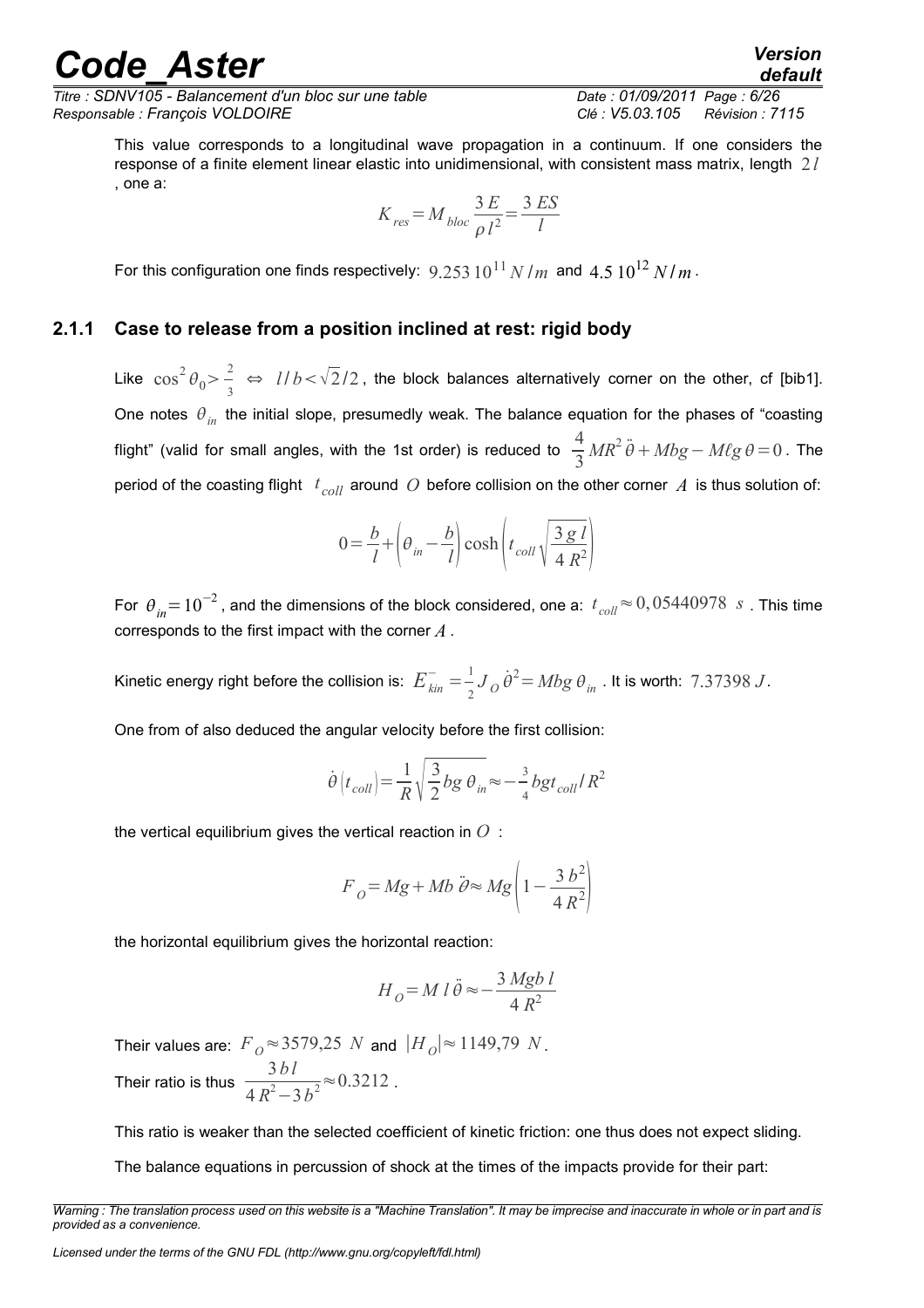This value corresponds to a longitudinal wave propagation in a continuum. If one considers the response of a finite element linear elastic into unidimensional, with consistent mass matrix, length $2l$ , one a:

$$K_{res} = M_{bloc}\frac{3E}{\rho l^2} = \frac{3ES}{l}$$

For this configuration one finds respectively: $9.253\,10^{11}\,N/m$ and $4.5\,10^{12}\,N/m$.

### 2.1.1 Case to release from a position inclined at rest: rigid body

Like $\cos^2\theta_0 > \frac{2}{3} \Leftrightarrow l/b < \sqrt{2}/2$, the block balances alternatively corner on the other, cf [bib1]. One notes $\theta_{in}$ the initial slope, presumedly weak. The balance equation for the phases of "coasting flight" (valid for small angles, with the 1st order) is reduced to $\frac{4}{3}MR^2\ddot{\theta} + Mbg - M\ell g\,\theta = 0$. The period of the coasting flight $t_{coll}$ around $O$ before collision on the other corner $A$ is thus solution of:

$$0 = \frac{b}{l} + \left(\theta_{in} - \frac{b}{l}\right)\cosh\left(t_{coll}\sqrt{\frac{3\,g\,l}{4\,R^2}}\right)$$

For $\theta_{in} = 10^{-2}$, and the dimensions of the block considered, one a: $t_{coll} \approx 0{,}05440978\ s$ . This time corresponds to the first impact with the corner $A$ .

Kinetic energy right before the collision is: $E^-_{kin} = \frac{1}{2}J_O\,\dot{\theta}^2 = Mbg\,\theta_{in}$ . It is worth: $7.37398\,J$.

One from of also deduced the angular velocity before the first collision:

$$\dot{\theta}\left(t_{coll}\right) = \frac{1}{R}\sqrt{\frac{3}{2}bg\,\theta_{in}} \approx -\frac{3}{4}bgt_{coll}/R^2$$

the vertical equilibrium gives the vertical reaction in $O$ :

$$F_O = Mg + Mb\,\ddot{\theta} \approx Mg\left(1 - \frac{3\,b^2}{4\,R^2}\right)$$

the horizontal equilibrium gives the horizontal reaction:

$$H_O = M\,l\,\ddot{\theta} \approx -\frac{3\,Mgb\,l}{4\,R^2}$$

Their values are: $F_O \approx 3579{,}25\ N$ and $|H_O| \approx 1149{,}79\ N$.

Their ratio is thus $\frac{3bl}{4R^2 - 3b^2} \approx 0.3212$ .

This ratio is weaker than the selected coefficient of kinetic friction: one thus does not expect sliding.

The balance equations in percussion of shock at the times of the impacts provide for their part: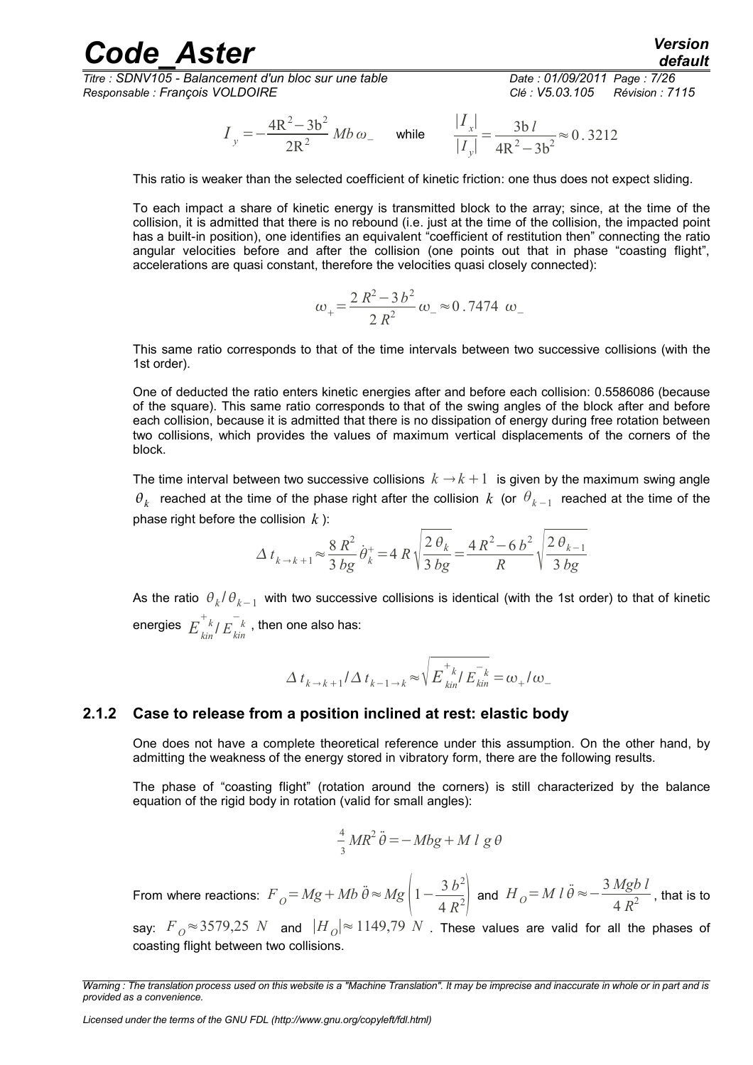$$I_y = -\frac{4R^2 - 3b^2}{2R^2} Mb\,\omega_- \quad \text{while} \quad \frac{|I_x|}{|I_y|} = \frac{3b\,l}{4R^2 - 3b^2} \approx 0.3212$$

This ratio is weaker than the selected coefficient of kinetic friction: one thus does not expect sliding.

To each impact a share of kinetic energy is transmitted block to the array; since, at the time of the collision, it is admitted that there is no rebound (i.e. just at the time of the collision, the impacted point has a built-in position), one identifies an equivalent "coefficient of restitution then" connecting the ratio angular velocities before and after the collision (one points out that in phase "coasting flight", accelerations are quasi constant, therefore the velocities quasi closely connected):

$$\omega_+ = \frac{2R^2 - 3b^2}{2R^2} \omega_- \approx 0.7474\ \omega_-$$

This same ratio corresponds to that of the time intervals between two successive collisions (with the 1st order).

One of deducted the ratio enters kinetic energies after and before each collision: 0.5586086 (because of the square). This same ratio corresponds to that of the swing angles of the block after and before each collision, because it is admitted that there is no dissipation of energy during free rotation between two collisions, which provides the values of maximum vertical displacements of the corners of the block.

The time interval between two successive collisions $k \rightarrow k+1$ is given by the maximum swing angle $\theta_k$ reached at the time of the phase right after the collision $k$ (or $\theta_{k-1}$ reached at the time of the phase right before the collision $k$):

$$\Delta t_{k \rightarrow k+1} \approx \frac{8R^2}{3bg} \dot{\theta}_k^+ = 4R\sqrt{\frac{2\theta_k}{3bg}} = \frac{4R^2 - 6b^2}{R}\sqrt{\frac{2\theta_{k-1}}{3bg}}$$

As the ratio $\theta_k / \theta_{k-1}$ with two successive collisions is identical (with the 1st order) to that of kinetic energies $E_{kin}^{+k} / E_{kin}^{-k}$, then one also has:

$$\Delta t_{k \rightarrow k+1} / \Delta t_{k-1 \rightarrow k} \approx \sqrt{E_{kin}^{+k} / E_{kin}^{-k}} = \omega_+ / \omega_-$$

### 2.1.2 Case to release from a position inclined at rest: elastic body

One does not have a complete theoretical reference under this assumption. On the other hand, by admitting the weakness of the energy stored in vibratory form, there are the following results.

The phase of "coasting flight" (rotation around the corners) is still characterized by the balance equation of the rigid body in rotation (valid for small angles):

$$\frac{4}{3} MR^2 \ddot{\theta} = -Mbg + M\,l\,g\,\theta$$

From where reactions: $F_O = Mg + Mb\,\ddot{\theta} \approx Mg\left(1 - \frac{3b^2}{4R^2}\right)$ and $H_O = M\,l\,\ddot{\theta} \approx -\frac{3Mgb\,l}{4R^2}$, that is to say: $F_O \approx 3579{,}25\ N$ and $|H_O| \approx 1149{,}79\ N$. These values are valid for all the phases of coasting flight between two collisions.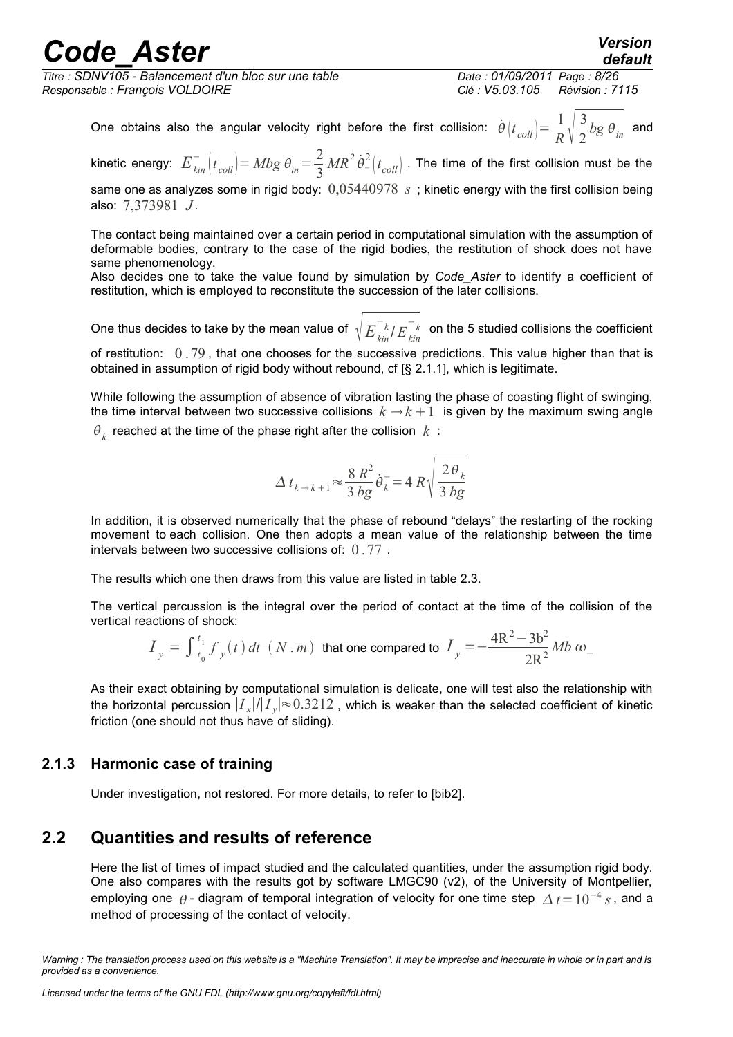One obtains also the angular velocity right before the first collision: $\dot{\theta}\left(t_{coll}\right)=\frac{1}{R}\sqrt{\frac{3}{2}bg\,\theta_{in}}$ and kinetic energy: $E_{kin}^{-}\left(t_{coll}\right)=Mbg\,\theta_{in}=\frac{2}{3}MR^2\dot{\theta}_{-}^2\left(t_{coll}\right)$. The time of the first collision must be the same one as analyzes some in rigid body: $0{,}05440978\ s$ ; kinetic energy with the first collision being also: $7{,}373981\ J$.

The contact being maintained over a certain period in computational simulation with the assumption of deformable bodies, contrary to the case of the rigid bodies, the restitution of shock does not have same phenomenology.

Also decides one to take the value found by simulation by *Code_Aster* to identify a coefficient of restitution, which is employed to reconstitute the succession of the later collisions.

One thus decides to take by the mean value of $\sqrt{E_{kin}^{+k}/E_{kin}^{-k}}$ on the 5 studied collisions the coefficient of restitution: $0.79$, that one chooses for the successive predictions. This value higher than that is obtained in assumption of rigid body without rebound, cf [§ 2.1.1], which is legitimate.

While following the assumption of absence of vibration lasting the phase of coasting flight of swinging, the time interval between two successive collisions $k\rightarrow k+1$ is given by the maximum swing angle $\theta_k$ reached at the time of the phase right after the collision $k$ :

$$\Delta t_{k\rightarrow k+1}\approx\frac{8R^2}{3bg}\dot{\theta}_k^{+}=4R\sqrt{\frac{2\theta_k}{3bg}}$$

In addition, it is observed numerically that the phase of rebound "delays" the restarting of the rocking movement to each collision. One then adopts a mean value of the relationship between the time intervals between two successive collisions of: $0.77$.

The results which one then draws from this value are listed in table 2.3.

The vertical percussion is the integral over the period of contact at the time of the collision of the vertical reactions of shock:

$I_y=\int_{t_0}^{t_1}f_y(t)\,dt\ \ (N.m)$ that one compared to $I_y=-\frac{4R^2-3b^2}{2R^2}Mb\,\omega_{-}$

As their exact obtaining by computational simulation is delicate, one will test also the relationship with the horizontal percussion $|I_x|/|I_y|\approx 0.3212$, which is weaker than the selected coefficient of kinetic friction (one should not thus have of sliding).

### 2.1.3 Harmonic case of training

Under investigation, not restored. For more details, to refer to [bib2].

## 2.2 Quantities and results of reference

Here the list of times of impact studied and the calculated quantities, under the assumption rigid body. One also compares with the results got by software LMGC90 (v2), of the University of Montpellier, employing one $\theta$ - diagram of temporal integration of velocity for one time step $\Delta t=10^{-4}\,s$, and a method of processing of the contact of velocity.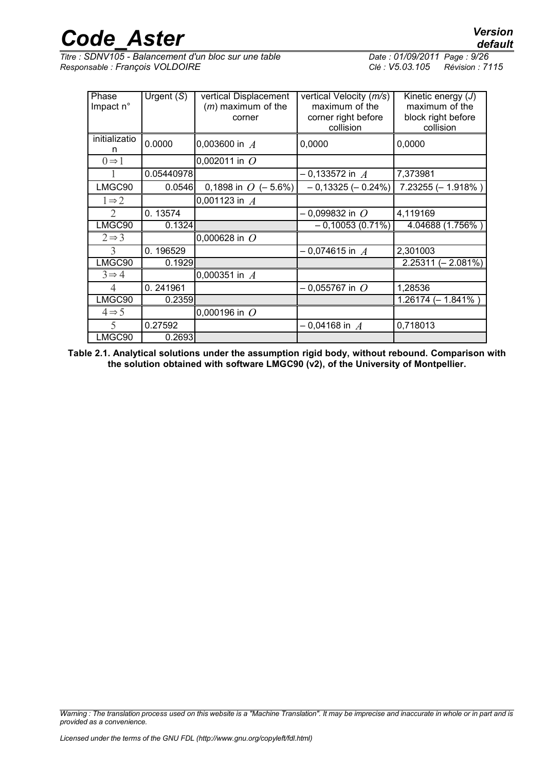| Phase Impact n° | Urgent ($S$) | vertical Displacement ($m$) maximum of the corner | vertical Velocity ($m/s$) maximum of the corner right before collision | Kinetic energy ($J$) maximum of the block right before collision |
|---|---|---|---|---|
| initialization | 0.0000 | 0,003600 in $A$ | 0,0000 | 0,0000 |
| $0 \Rightarrow 1$ | | 0,002011 in $O$ | | |
| 1 | 0.05440978 | | $-$ 0,133572 in $A$ | 7,373981 |
| LMGC90 | 0.0546 | 0,1898 in $O$ ($-$ 5.6%) | $-$ 0,13325 ($-$ 0.24%) | 7.23255 ($-$ 1.918% ) |
| $1 \Rightarrow 2$ | | 0,001123 in $A$ | | |
| 2 | 0. 13574 | | $-$ 0,099832 in $O$ | 4,119169 |
| LMGC90 | 0.1324 | | $-$ 0,10053 (0.71%) | 4.04688 (1.756% ) |
| $2 \Rightarrow 3$ | | 0,000628 in $O$ | | |
| 3 | 0. 196529 | | $-$ 0,074615 in $A$ | 2,301003 |
| LMGC90 | 0.1929 | | | 2.25311 ($-$ 2.081%) |
| $3 \Rightarrow 4$ | | 0,000351 in $A$ | | |
| 4 | 0. 241961 | | $-$ 0,055767 in $O$ | 1,28536 |
| LMGC90 | 0.2359 | | | 1.26174 ($-$ 1.841% ) |
| $4 \Rightarrow 5$ | | 0,000196 in $O$ | | |
| 5 | 0.27592 | | $-$ 0,04168 in $A$ | 0,718013 |
| LMGC90 | 0.2693 | | | |

**Table 2.1. Analytical solutions under the assumption rigid body, without rebound. Comparison with the solution obtained with software LMGC90 (v2), of the University of Montpellier.**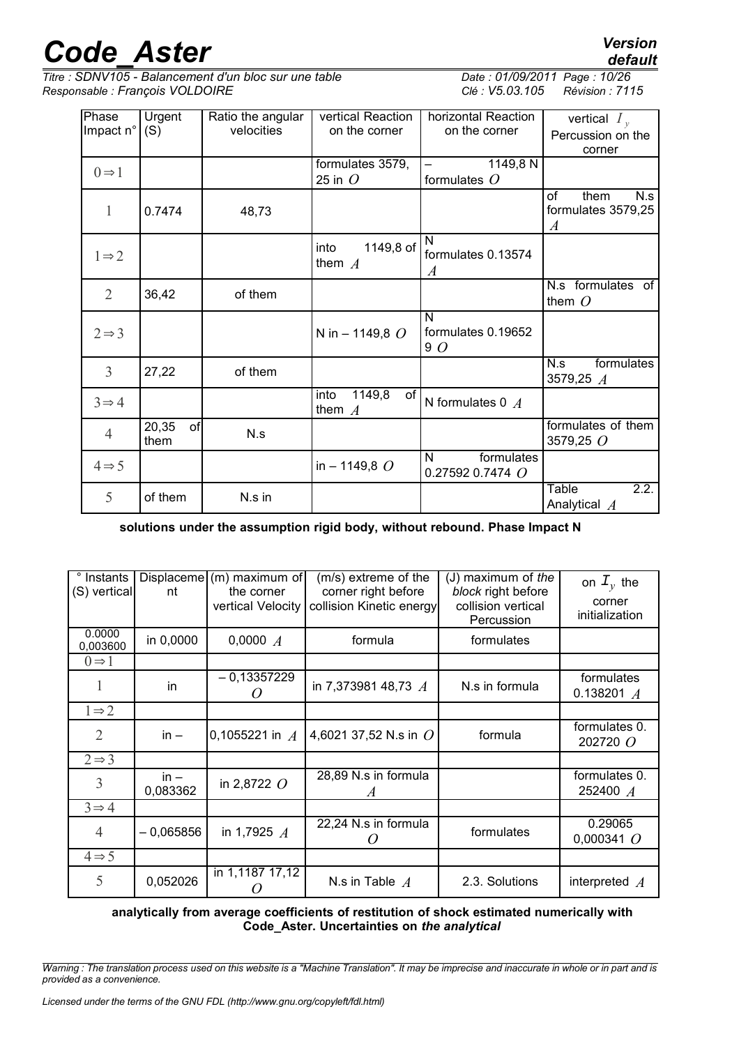| Phase Impact n° | Urgent (S) | Ratio the angular velocities | vertical Reaction on the corner | horizontal Reaction on the corner | vertical $I_y$ Percussion on the corner |
|---|---|---|---|---|---|
| $0 \Rightarrow 1$ | | | formulates 3579,25 in $O$ | – 1149,8 N formulates $O$ | |
| 1 | 0.7474 | 48,73 | | | of them N.s formulates 3579,25 $A$ |
| $1 \Rightarrow 2$ | | | into 1149,8 of them $A$ | N formulates 0.13574 $A$ | |
| 2 | 36,42 | of them | | | N.s formulates of them $O$ |
| $2 \Rightarrow 3$ | | | N in – 1149,8 $O$ | N formulates 0.196529 $O$ | |
| 3 | 27,22 | of them | | | N.s formulates 3579,25 $A$ |
| $3 \Rightarrow 4$ | | | into 1149,8 of them $A$ | N formulates 0 $A$ | |
| 4 | 20,35 of them | N.s | | | formulates of them 3579,25 $O$ |
| $4 \Rightarrow 5$ | | | in – 1149,8 $O$ | N formulates 0.27592 0.7474 $O$ | |
| 5 | of them | N.s in | | | Table 2.2. Analytical $A$ |

**solutions under the assumption rigid body, without rebound. Phase Impact N**

| ° Instants (S) vertical | Displacement | (m) maximum of the corner vertical Velocity | (m/s) extreme of the corner right before collision Kinetic energy | (J) maximum of *the block* right before collision vertical Percussion | on $I_y$ the corner initialization |
|---|---|---|---|---|---|
| 0.0000 0,003600 | in 0,0000 | 0,0000 $A$ | formula | formulates | |
| $0 \Rightarrow 1$ | | | | | |
| 1 | in | – 0,13357229 $O$ | in 7,373981 48,73 $A$ | N.s in formula | formulates 0.138201 $A$ |
| $1 \Rightarrow 2$ | | | | | |
| 2 | in – | 0,1055221 in $A$ | 4,6021 37,52 N.s in $O$ | formula | formulates 0. 202720 $O$ |
| $2 \Rightarrow 3$ | | | | | |
| 3 | in – 0,083362 | in 2,8722 $O$ | 28,89 N.s in formula $A$ | | formulates 0. 252400 $A$ |
| $3 \Rightarrow 4$ | | | | | |
| 4 | – 0,065856 | in 1,7925 $A$ | 22,24 N.s in formula $O$ | formulates | 0.29065 0,000341 $O$ |
| $4 \Rightarrow 5$ | | | | | |
| 5 | 0,052026 | in 1,1187 17,12 $O$ | N.s in Table $A$ | 2.3. Solutions | interpreted $A$ |

**analytically from average coefficients of restitution of shock estimated numerically with Code_Aster. Uncertainties on *the analytical***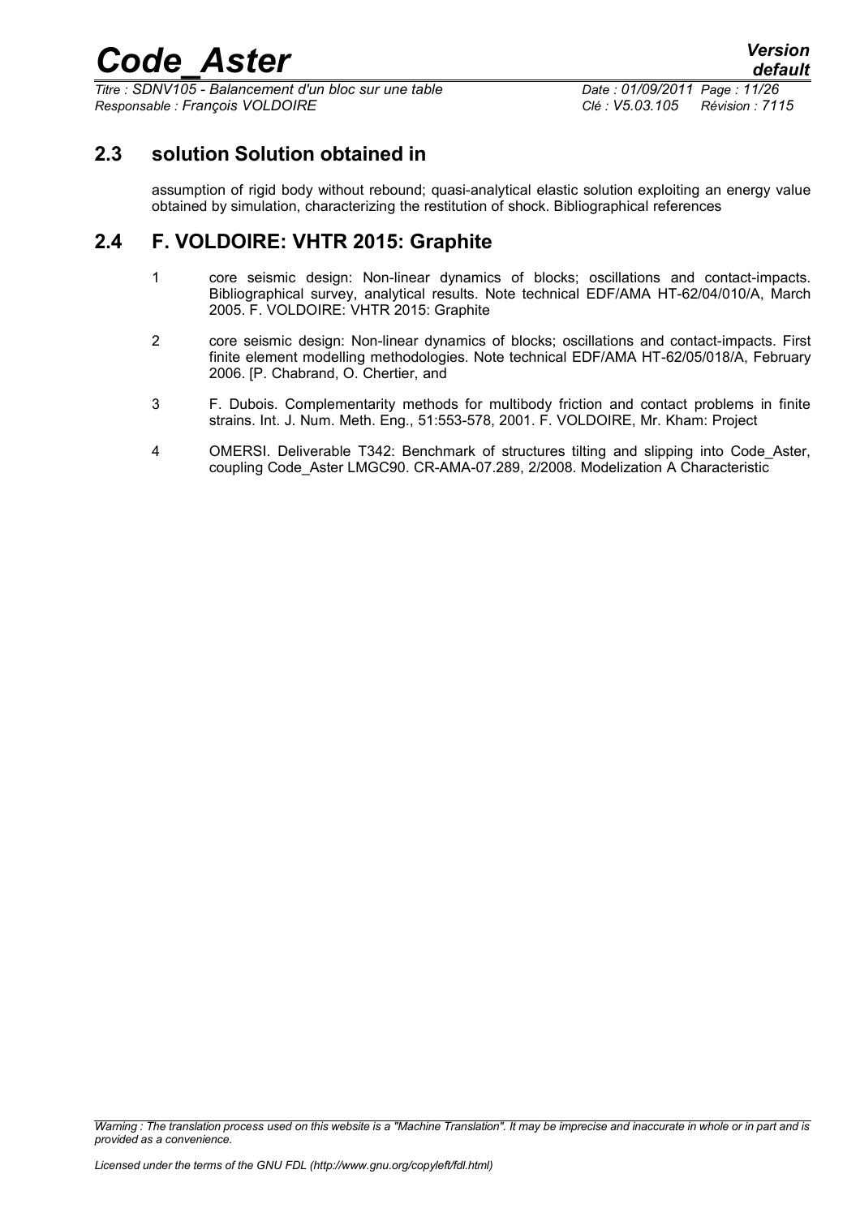## 2.3 solution Solution obtained in

assumption of rigid body without rebound; quasi-analytical elastic solution exploiting an energy value obtained by simulation, characterizing the restitution of shock. Bibliographical references

## 2.4 F. VOLDOIRE: VHTR 2015: Graphite

1. core seismic design: Non-linear dynamics of blocks; oscillations and contact-impacts. Bibliographical survey, analytical results. Note technical EDF/AMA HT-62/04/010/A, March 2005. F. VOLDOIRE: VHTR 2015: Graphite
2. core seismic design: Non-linear dynamics of blocks; oscillations and contact-impacts. First finite element modelling methodologies. Note technical EDF/AMA HT-62/05/018/A, February 2006. [P. Chabrand, O. Chertier, and
3. F. Dubois. Complementarity methods for multibody friction and contact problems in finite strains. Int. J. Num. Meth. Eng., 51:553-578, 2001. F. VOLDOIRE, Mr. Kham: Project
4. OMERSI. Deliverable T342: Benchmark of structures tilting and slipping into Code_Aster, coupling Code_Aster LMGC90. CR-AMA-07.289, 2/2008. Modelization A Characteristic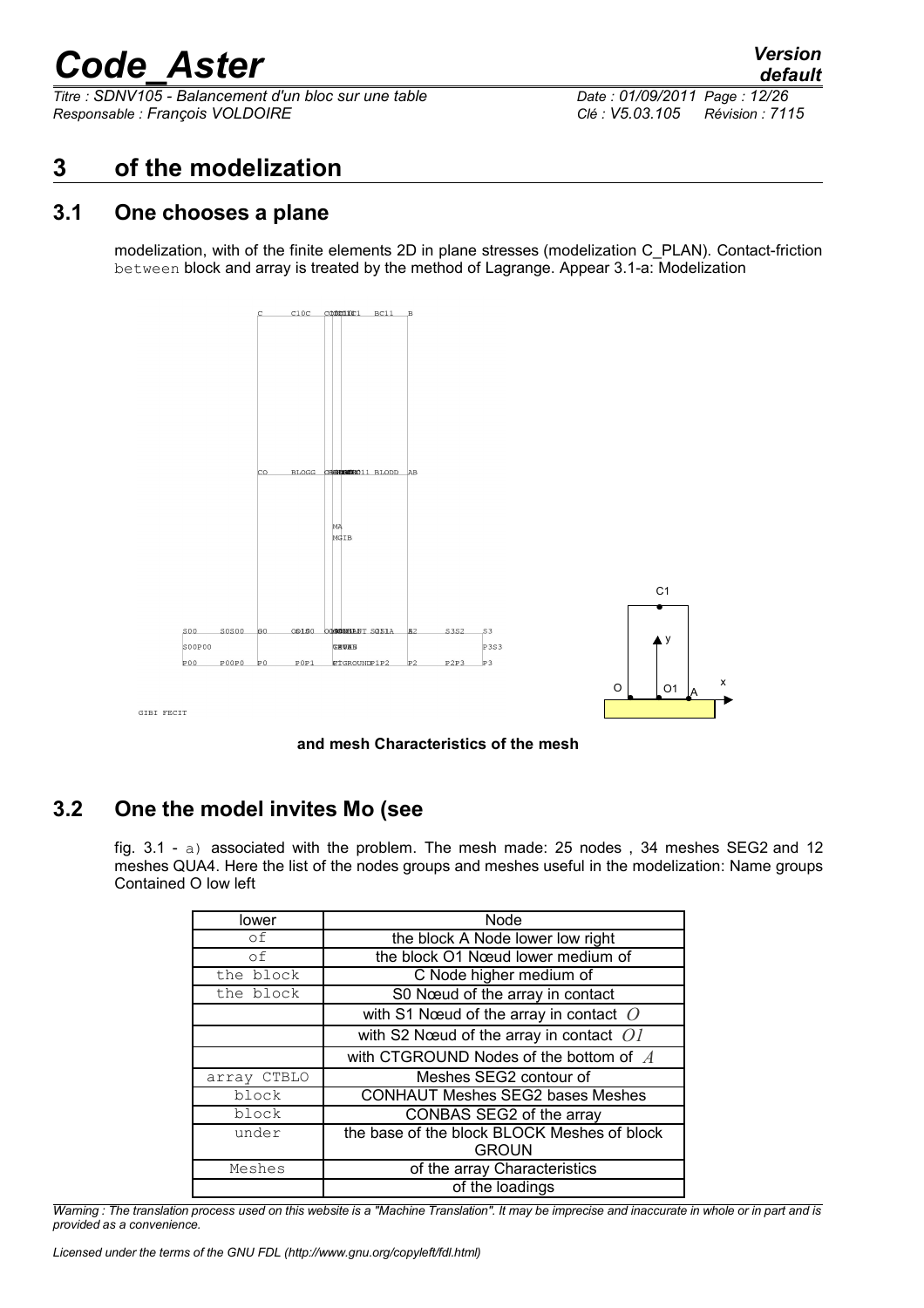# 3 of the modelization

## 3.1 One chooses a plane

modelization, with of the finite elements 2D in plane stresses (modelization C_PLAN). Contact-friction between block and array is treated by the method of Lagrange. Appear 3.1-a: Modelization

C C10C BC11 B

CO BLOGG BLODD AB

MA
MGIB

C1

y

S00 S0S00 S0 A2 S3S2 S3
S00P00 P3S3
P00 P00P0 P0 P0P1 CTGROUND P1P2 P2 P2P3 P3

O O1 A x

GIBI FECIT

**and mesh Characteristics of the mesh**

## 3.2 One the model invites Mo (see

fig. 3.1 - a) associated with the problem. The mesh made: 25 nodes , 34 meshes SEG2 and 12 meshes QUA4. Here the list of the nodes groups and meshes useful in the modelization: Name groups Contained O low left

| lower | Node |
|---|---|
| of | the block A Node lower low right |
| of | the block O1 Nœud lower medium of |
| the block | C Node higher medium of |
| the block | S0 Nœud of the array in contact |
| | with S1 Nœud of the array in contact $O$ |
| | with S2 Nœud of the array in contact $O1$ |
| | with CTGROUND Nodes of the bottom of $A$ |
| array CTBLO | Meshes SEG2 contour of |
| block | CONHAUT Meshes SEG2 bases Meshes |
| block | CONBAS SEG2 of the array |
| under | the base of the block BLOCK Meshes of block GROUN |
| Meshes | of the array Characteristics |
| | of the loadings |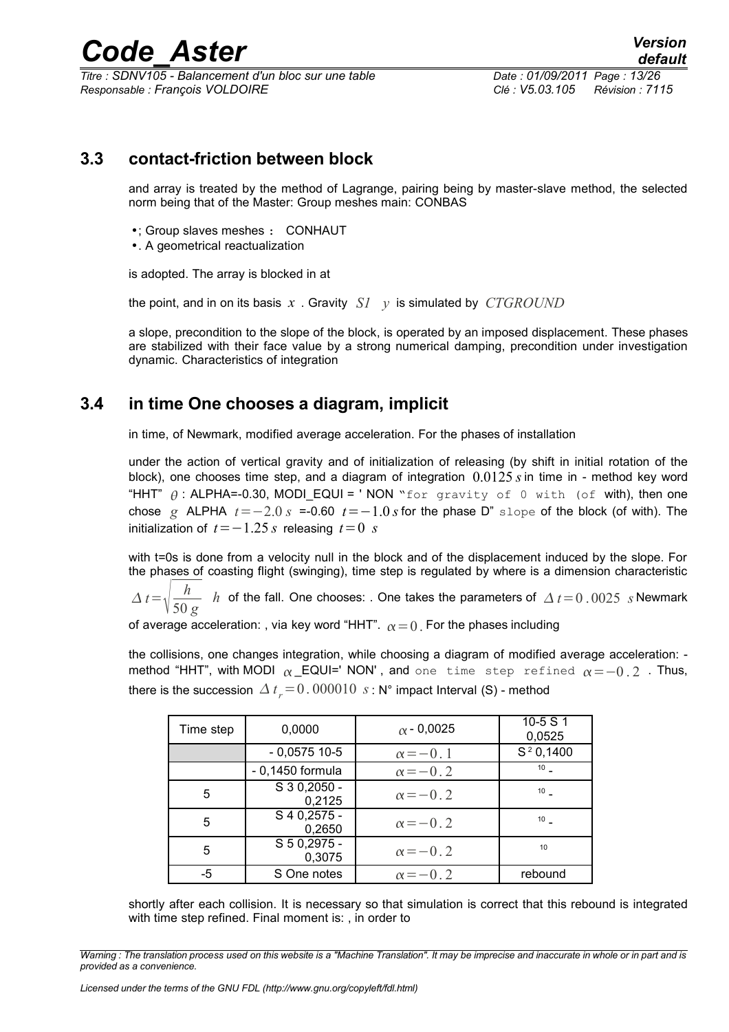## 3.3 contact-friction between block

and array is treated by the method of Lagrange, pairing being by master-slave method, the selected norm being that of the Master: Group meshes main: CONBAS

- ; Group slaves meshes : CONHAUT
- . A geometrical reactualization

is adopted. The array is blocked in at

the point, and in on its basis $x$ . Gravity $S1$ $y$ is simulated by $CTGROUND$

a slope, precondition to the slope of the block, is operated by an imposed displacement. These phases are stabilized with their face value by a strong numerical damping, precondition under investigation dynamic. Characteristics of integration

## 3.4 in time One chooses a diagram, implicit

in time, of Newmark, modified average acceleration. For the phases of installation

under the action of vertical gravity and of initialization of releasing (by shift in initial rotation of the block), one chooses time step, and a diagram of integration $0.0125\,s$ in time in - method key word "HHT" $\theta$ : ALPHA=-0.30, MODI_EQUI = ' NON "for gravity of 0 with (of with), then one chose $g$ ALPHA $t=-2.0\,s$ =-0.60 $t=-1.0\,s$ for the phase D" slope of the block (of with). The initialization of $t=-1.25\,s$ releasing $t=0\ s$

with t=0s is done from a velocity null in the block and of the displacement induced by the slope. For the phases of coasting flight (swinging), time step is regulated by where is a dimension characteristic $\Delta t=\sqrt{\frac{h}{50\,g}}$ $h$ of the fall. One chooses: . One takes the parameters of $\Delta t=0.0025\ s$ Newmark of average acceleration: , via key word "HHT". $\alpha=0$. For the phases including

the collisions, one changes integration, while choosing a diagram of modified average acceleration: - method "HHT", with MODI $\alpha$ _EQUI=' NON' , and one time step refined $\alpha=-0.2$ . Thus, there is the succession $\Delta t_r=0.000010\ s$ : N° impact Interval (S) - method

| Time step | 0,0000 | $\alpha$ - 0,0025 | 10-5 S 1 0,0525 |
|---|---|---|---|
| | - 0,0575 10-5 | $\alpha=-0.1$ | S [2] 0,1400 |
| | - 0,1450 formula | $\alpha=-0.2$ | 10 - |
| 5 | S 3 0,2050 - 0,2125 | $\alpha=-0.2$ | 10 - |
| 5 | S 4 0,2575 - 0,2650 | $\alpha=-0.2$ | 10 - |
| 5 | S 5 0,2975 - 0,3075 | $\alpha=-0.2$ | 10 |
| -5 | S One notes | $\alpha=-0.2$ | rebound |

shortly after each collision. It is necessary so that simulation is correct that this rebound is integrated with time step refined. Final moment is: , in order to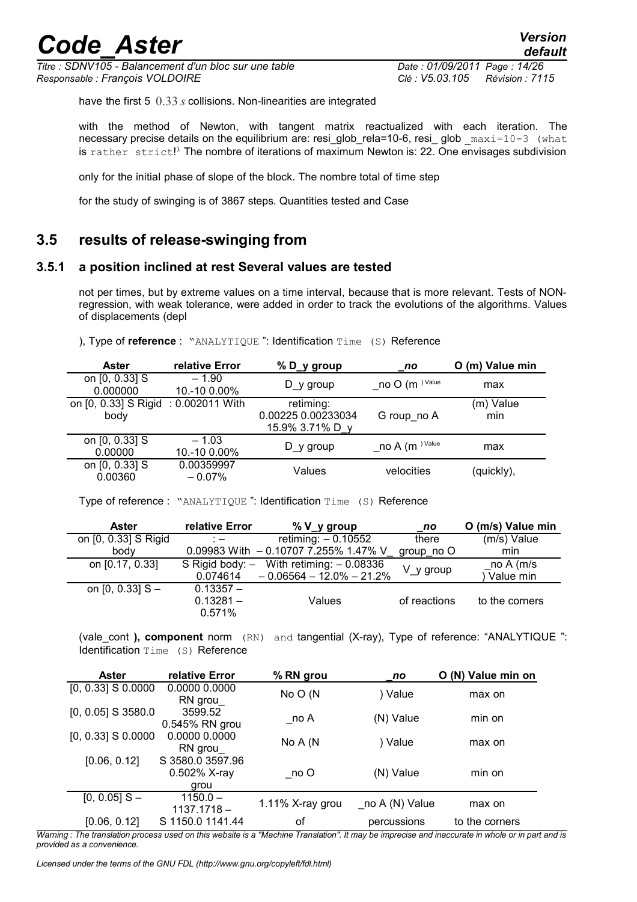have the first 5 $0.33\,s$ collisions. Non-linearities are integrated

with the method of Newton, with tangent matrix reactualized with each iteration. The necessary precise details on the equilibrium are: resi_glob_rela=10-6, resi_ glob `_maxi=10-3 (what` is `rather strict`!). The nombre of iterations of maximum Newton is: 22. One envisages subdivision

only for the initial phase of slope of the block. The nombre total of time step

for the study of swinging is of 3867 steps. Quantities tested and Case

## 3.5 results of release-swinging from

### 3.5.1 a position inclined at rest Several values are tested

not per times, but by extreme values on a time interval, because that is more relevant. Tests of NON-regression, with weak tolerance, were added in order to track the evolutions of the algorithms. Values of displacements (depl

), Type of **reference** : "`ANALYTIQUE` ": Identification `Time (S)` Reference

| Aster | relative Error | % D_y group | _no | O (m) Value min |
|---|---|---|---|---|
| on [0, 0.33] S 0.000000 | – 1.90 10.-10 0.00% | D_y group | _no O (m ) Value | max |
| on [0, 0.33] S Rigid body | : 0.002011 With | retiming: 0.00225 0.00233034 15.9% 3.71% D_y | G roup_no A | (m) Value min |
| on [0, 0.33] S 0.00000 | – 1.03 10.-10 0.00% | D_y group | _no A (m ) Value | max |
| on [0, 0.33] S 0.00360 | 0.00359997 – 0.07% | Values | velocities | (quickly), |

Type of reference : "`ANALYTIQUE` ": Identification `Time (S)` Reference

| Aster | relative Error | % V_y group | _no | O (m/s) Value min |
|---|---|---|---|---|
| on [0, 0.33] S Rigid body | : – 0.09983 With | retiming: – 0.10552 – 0.10707 7.255% 1.47% V_ | there group_no O | (m/s) Value min |
| on [0.17, 0.33] | S Rigid body: – 0.074614 | With retiming: – 0.08336 – 0.06564 – 12.0% – 21.2% | V_y group | _no A (m/s ) Value min |
| on [0, 0.33] S – | 0.13357 – 0.13281 – 0.571% | Values | of reactions | to the corners |

(vale_cont **), component** norm `(RN) and` tangential (X-ray), Type of reference: "ANALYTIQUE ": Identification `Time (S)` Reference

| Aster | relative Error | % RN grou | _no | O (N) Value min on |
|---|---|---|---|---|
| [0, 0.33] S 0.0000 | 0.0000 0.0000 RN grou_ | No O (N | ) Value | max on |
| [0, 0.05] S 3580.0 | 3599.52 0.545% RN grou | _no A | (N) Value | min on |
| [0, 0.33] S 0.0000 | 0.0000 0.0000 RN grou_ | No A (N | ) Value | max on |
| [0.06, 0.12] | S 3580.0 3597.96 0.502% X-ray grou | _no O | (N) Value | min on |
| [0, 0.05] S – | 1150.0 – 1137.1718 – | 1.11% X-ray grou | _no A (N) Value | max on |
| [0.06, 0.12] | S 1150.0 1141.44 | of | percussions | to the corners |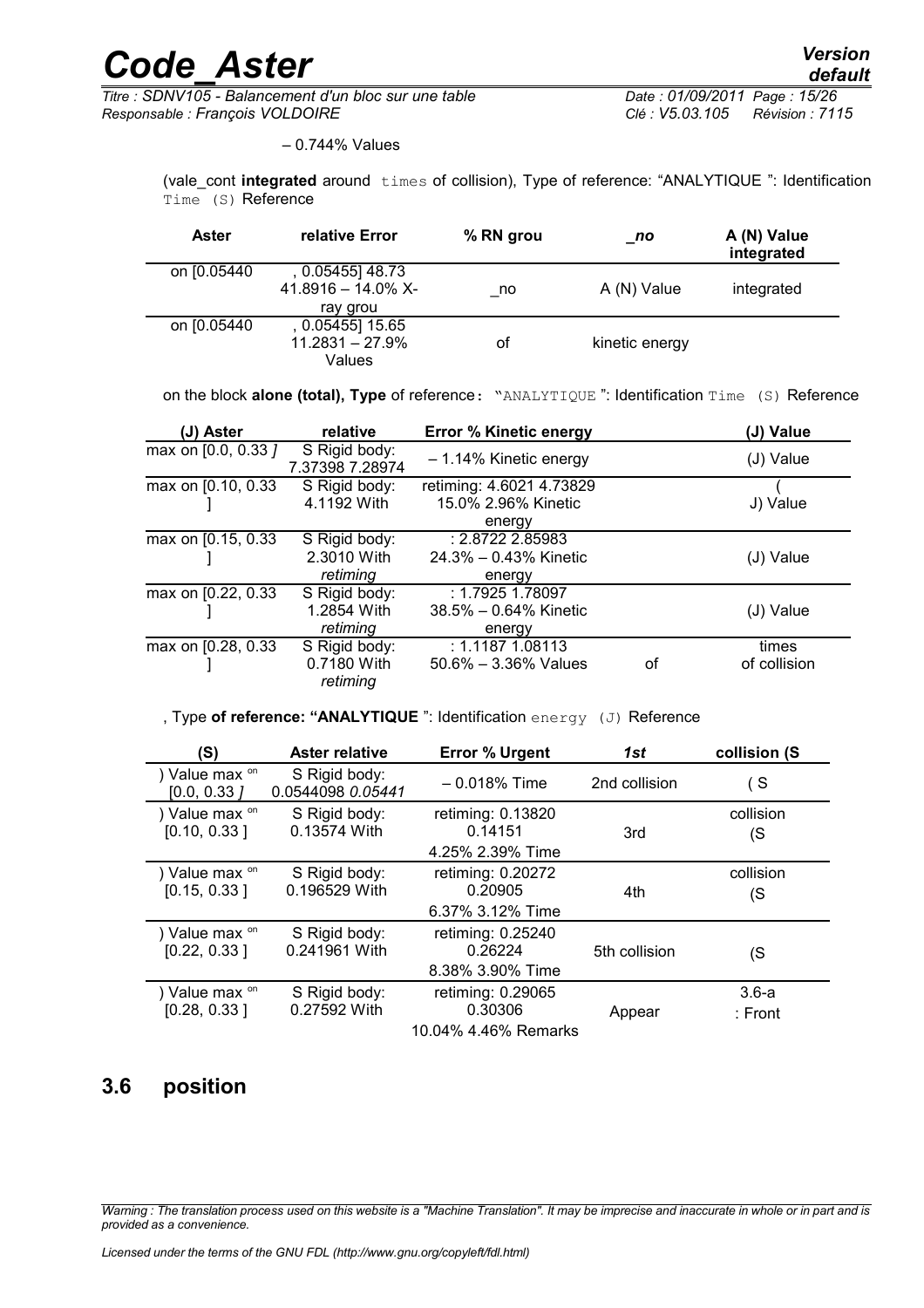– 0.744% Values

(vale_cont **integrated** around times of collision), Type of reference: "ANALYTIQUE ": Identification Time (S) Reference

| Aster | relative Error | % RN grou | _no | A (N) Value integrated |
|---|---|---|---|---|
| on [0.05440 | , 0.05455] 48.73 41.8916 – 14.0% X-ray grou | _no | A (N) Value | integrated |
| on [0.05440 | , 0.05455] 15.65 11.2831 – 27.9% Values | of | kinetic energy | |

on the block **alone (total), Type** of reference: "ANALYTIQUE ": Identification Time (S) Reference

| (J) Aster | relative | Error % Kinetic energy | | (J) Value |
|---|---|---|---|---|
| max on [0.0, 0.33 *]* | S Rigid body: 7.37398 7.28974 | – 1.14% Kinetic energy | | (J) Value |
| max on [0.10, 0.33 ] | S Rigid body: 4.1192 With | retiming: 4.6021 4.73829 15.0% 2.96% Kinetic energy | | ( J) Value |
| max on [0.15, 0.33 ] | S Rigid body: 2.3010 With *retiming* | : 2.8722 2.85983 24.3% – 0.43% Kinetic energy | | (J) Value |
| max on [0.22, 0.33 ] | S Rigid body: 1.2854 With *retiming* | : 1.7925 1.78097 38.5% – 0.64% Kinetic energy | | (J) Value |
| max on [0.28, 0.33 ] | S Rigid body: 0.7180 With *retiming* | : 1.1187 1.08113 50.6% – 3.36% Values | of | times of collision |

, Type **of reference: "ANALYTIQUE** ": Identification energy (J) Reference

| (S) | Aster relative | Error % Urgent | *1st* | collision (S |
|---|---|---|---|---|
| ) Value max on [0.0, 0.33 *]* | S Rigid body: 0.0544098 *0.05441* | – 0.018% Time | 2nd collision | ( S |
| ) Value max on [0.10, 0.33 ] | S Rigid body: 0.13574 With | retiming: 0.13820 0.14151 4.25% 2.39% Time | 3rd | collision (S |
| ) Value max on [0.15, 0.33 ] | S Rigid body: 0.196529 With | retiming: 0.20272 0.20905 6.37% 3.12% Time | 4th | collision (S |
| ) Value max on [0.22, 0.33 ] | S Rigid body: 0.241961 With | retiming: 0.25240 0.26224 8.38% 3.90% Time | 5th collision | (S |
| ) Value max on [0.28, 0.33 ] | S Rigid body: 0.27592 With | retiming: 0.29065 0.30306 10.04% 4.46% Remarks | Appear | 3.6-a : Front |

## 3.6 position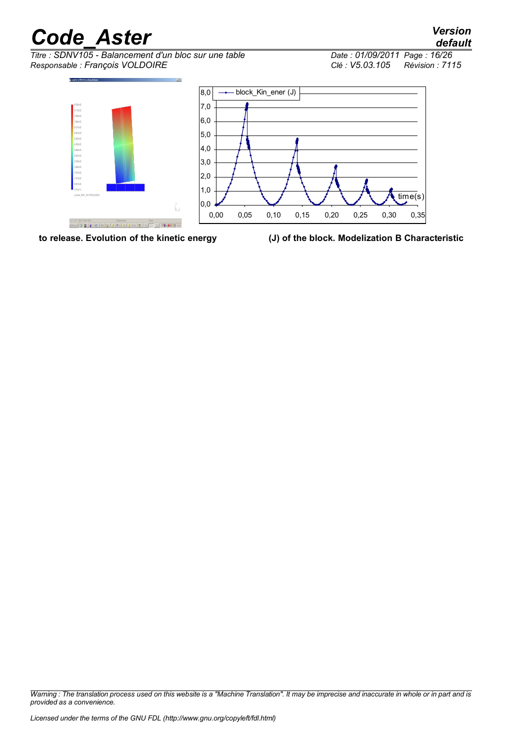**to release. Evolution of the kinetic energy (J) of the block. Modelization B Characteristic**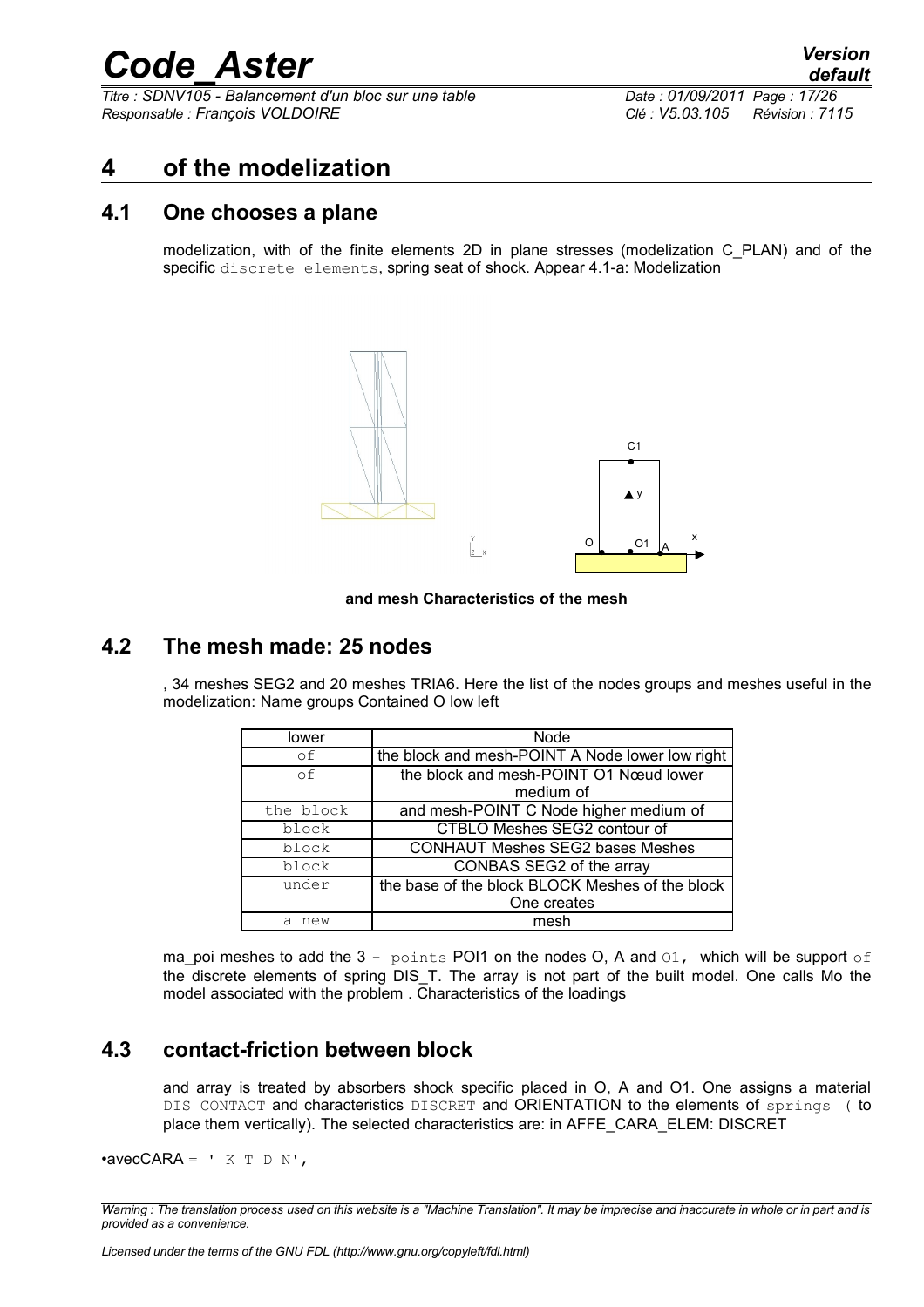# 4 of the modelization

## 4.1 One chooses a plane

modelization, with of the finite elements 2D in plane stresses (modelization C_PLAN) and of the specific discrete elements, spring seat of shock. Appear 4.1-a: Modelization

**and mesh Characteristics of the mesh**

## 4.2 The mesh made: 25 nodes

, 34 meshes SEG2 and 20 meshes TRIA6. Here the list of the nodes groups and meshes useful in the modelization: Name groups Contained O low left

| lower | Node |
|---|---|
| of | the block and mesh-POINT A Node lower low right |
| of | the block and mesh-POINT O1 Nœud lower medium of |
| the block | and mesh-POINT C Node higher medium of |
| block | CTBLO Meshes SEG2 contour of |
| block | CONHAUT Meshes SEG2 bases Meshes |
| block | CONBAS SEG2 of the array |
| under | the base of the block BLOCK Meshes of the block One creates |
| a new | mesh |

ma_poi meshes to add the 3 - points POI1 on the nodes O, A and O1, which will be support of the discrete elements of spring DIS_T. The array is not part of the built model. One calls Mo the model associated with the problem . Characteristics of the loadings

## 4.3 contact-friction between block

and array is treated by absorbers shock specific placed in O, A and O1. One assigns a material DIS_CONTACT and characteristics DISCRET and ORIENTATION to the elements of springs ( to place them vertically). The selected characteristics are: in AFFE_CARA_ELEM: DISCRET

•avecCARA = ' K_T_D_N',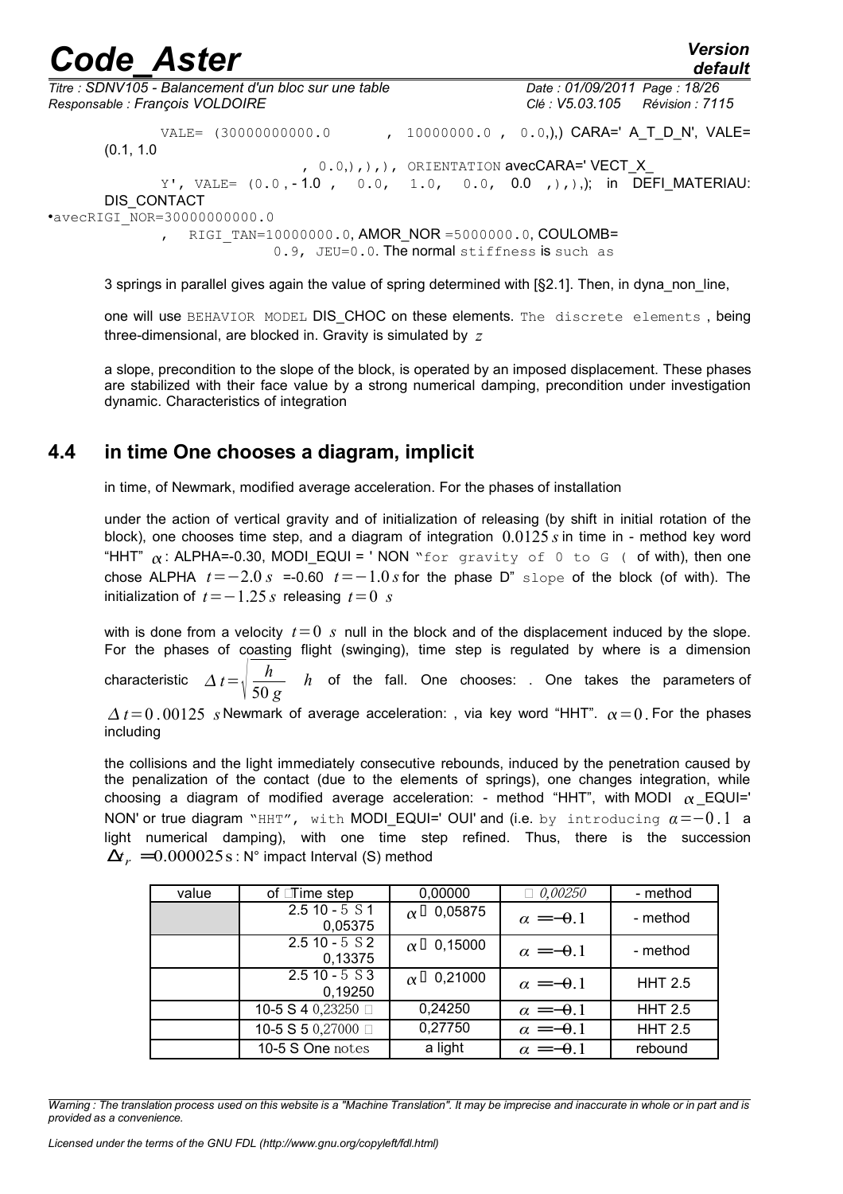VALE= (30000000000.0 , 10000000.0 , 0.0,),) CARA=' A_T_D_N', VALE= (0.1, 1.0

, 0.0,),),), ORIENTATION avecCARA=' VECT_X_

Y', VALE= (0.0 , - 1.0 , 0.0, 1.0, 0.0, 0.0 ,),),); in DEFI_MATERIAU: DIS_CONTACT

•avecRIGI_NOR=30000000000.0

, RIGI_TAN=10000000.0, AMOR_NOR =5000000.0, COULOMB= 0.9, JEU=0.0. The normal stiffness is such as

3 springs in parallel gives again the value of spring determined with [§2.1]. Then, in dyna_non_line,

one will use BEHAVIOR MODEL DIS_CHOC on these elements. The discrete elements , being three-dimensional, are blocked in. Gravity is simulated by $z$

a slope, precondition to the slope of the block, is operated by an imposed displacement. These phases are stabilized with their face value by a strong numerical damping, precondition under investigation dynamic. Characteristics of integration

## 4.4 in time One chooses a diagram, implicit

in time, of Newmark, modified average acceleration. For the phases of installation

under the action of vertical gravity and of initialization of releasing (by shift in initial rotation of the block), one chooses time step, and a diagram of integration $0.0125\,s$ in time in - method key word "HHT" $\alpha$ : ALPHA=-0.30, MODI_EQUI = ' NON "for gravity of 0 to G ( of with), then one chose ALPHA $t=-2.0\,s$ =-0.60 $t=-1.0\,s$ for the phase D" slope of the block (of with). The initialization of $t=-1.25\,s$ releasing $t=0\ s$

with is done from a velocity $t=0\ s$ null in the block and of the displacement induced by the slope. For the phases of coasting flight (swinging), time step is regulated by where is a dimension characteristic $\Delta t=\sqrt{\frac{h}{50\,g}}$ $h$ of the fall. One chooses: . One takes the parameters of $\Delta t=0.00125\ s$ Newmark of average acceleration: , via key word "HHT". $\alpha=0$. For the phases including

the collisions and the light immediately consecutive rebounds, induced by the penetration caused by the penalization of the contact (due to the elements of springs), one changes integration, while choosing a diagram of modified average acceleration: - method "HHT", with MODI $\alpha$ _EQUI=' NON' or true diagram "HHT", with MODI_EQUI=' OUI' and (i.e. by introducing $\alpha=-0.1$ a light numerical damping), with one time step refined. Thus, there is the succession $\Delta t_r = 0.000025\,s$ : N° impact Interval (S) method

| value | of Time step | 0,00000 | 0,00250 | - method |
|---|---|---|---|---|
| | 2.5 10 - 5 S 1 0,05375 | $\alpha$ 0,05875 | $\alpha=-0.1$ | - method |
| | 2.5 10 - 5 S 2 0,13375 | $\alpha$ 0,15000 | $\alpha=-0.1$ | - method |
| | 2.5 10 - 5 S 3 0,19250 | $\alpha$ 0,21000 | $\alpha=-0.1$ | HHT 2.5 |
| | 10-5 S 4 0,23250 | 0,24250 | $\alpha=-0.1$ | HHT 2.5 |
| | 10-5 S 5 0,27000 | 0,27750 | $\alpha=-0.1$ | HHT 2.5 |
| | 10-5 S One notes | a light | $\alpha=-0.1$ | rebound |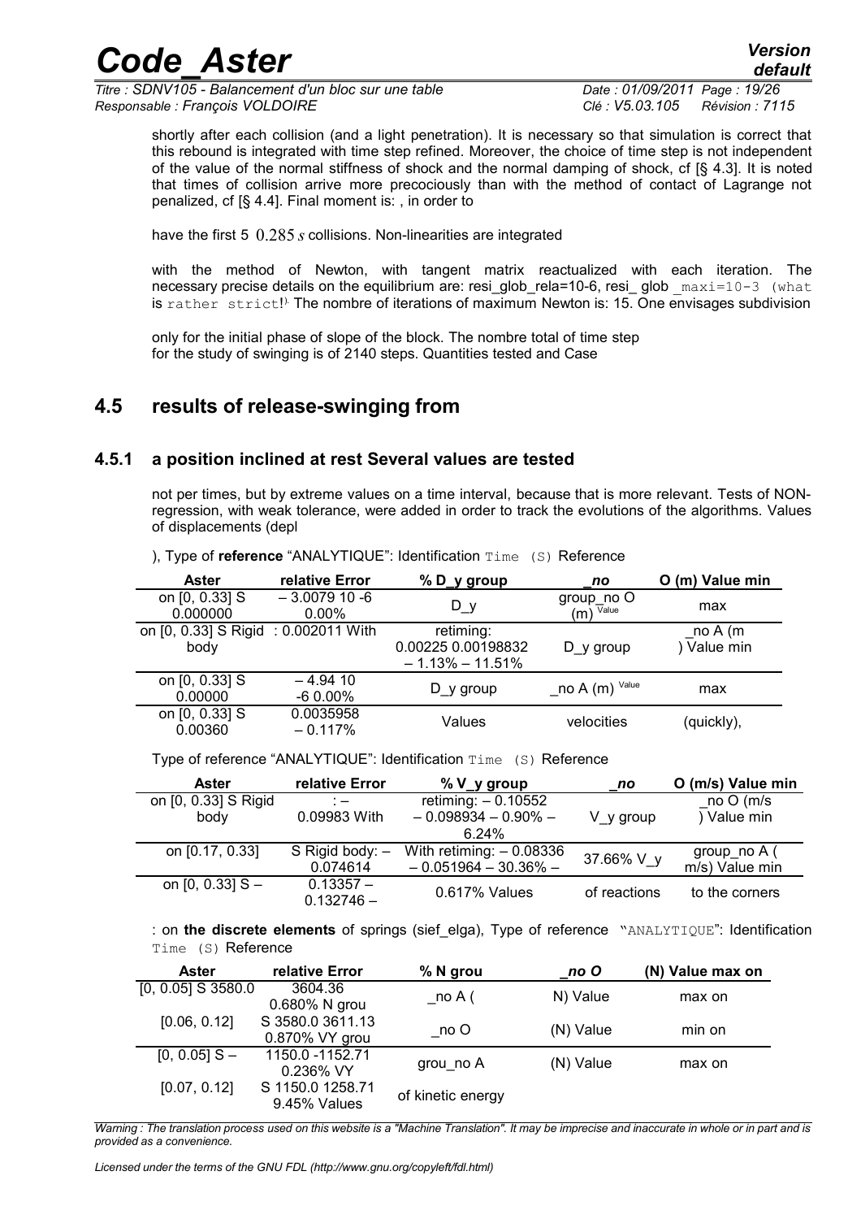shortly after each collision (and a light penetration). It is necessary so that simulation is correct that this rebound is integrated with time step refined. Moreover, the choice of time step is not independent of the value of the normal stiffness of shock and the normal damping of shock, cf [§ 4.3]. It is noted that times of collision arrive more precociously than with the method of contact of Lagrange not penalized, cf [§ 4.4]. Final moment is: , in order to

have the first 5 $0.285\,s$ collisions. Non-linearities are integrated

with the method of Newton, with tangent matrix reactualized with each iteration. The necessary precise details on the equilibrium are: resi_glob_rela=10-6, resi_ glob `_maxi=10-3 (what is rather strict!` The nombre of iterations of maximum Newton is: 15. One envisages subdivision

only for the initial phase of slope of the block. The nombre total of time step for the study of swinging is of 2140 steps. Quantities tested and Case

## 4.5 results of release-swinging from

### 4.5.1 a position inclined at rest Several values are tested

not per times, but by extreme values on a time interval, because that is more relevant. Tests of NON-regression, with weak tolerance, were added in order to track the evolutions of the algorithms. Values of displacements (depl

), Type of **reference** "ANALYTIQUE": Identification `Time (S)` Reference

| Aster | relative Error | % D_y group | _no | O (m) Value min |
|---|---|---|---|---|
| on [0, 0.33] S 0.000000 | – 3.0079 10 -6 0.00% | D_y | group_no O (m) Value | max |
| on [0, 0.33] S Rigid body | : 0.002011 With | retiming: 0.00225 0.00198832 – 1.13% – 11.51% | D_y group | _no A (m ) Value min |
| on [0, 0.33] S 0.00000 | – 4.94 10 -6 0.00% | D_y group | _no A (m) Value | max |
| on [0, 0.33] S 0.00360 | 0.0035958 – 0.117% | Values | velocities | (quickly), |

Type of reference "ANALYTIQUE": Identification `Time (S)` Reference

| Aster | relative Error | % V_y group | _no | O (m/s) Value min |
|---|---|---|---|---|
| on [0, 0.33] S Rigid body | : – 0.09983 With | retiming: – 0.10552 – 0.098934 – 0.90% – 6.24% | V_y group | _no O (m/s ) Value min |
| on [0.17, 0.33] | S Rigid body: – 0.074614 | With retiming: – 0.08336 – 0.051964 – 30.36% – | 37.66% V_y | group_no A ( m/s) Value min |
| on [0, 0.33] S – | 0.13357 – 0.132746 – | 0.617% Values | of reactions | to the corners |

: on **the discrete elements** of springs (sief_elga), Type of reference `"ANALYTIQUE"`: Identification `Time (S)` Reference

| Aster | relative Error | % N grou | _no O | (N) Value max on |
|---|---|---|---|---|
| [0, 0.05] S 3580.0 | 3604.36 0.680% N grou | _no A ( | N) Value | max on |
| [0.06, 0.12] | S 3580.0 3611.13 0.870% VY grou | _no O | (N) Value | min on |
| [0, 0.05] S – | 1150.0 -1152.71 0.236% VY | grou_no A | (N) Value | max on |
| [0.07, 0.12] | S 1150.0 1258.71 9.45% Values | of kinetic energy | | |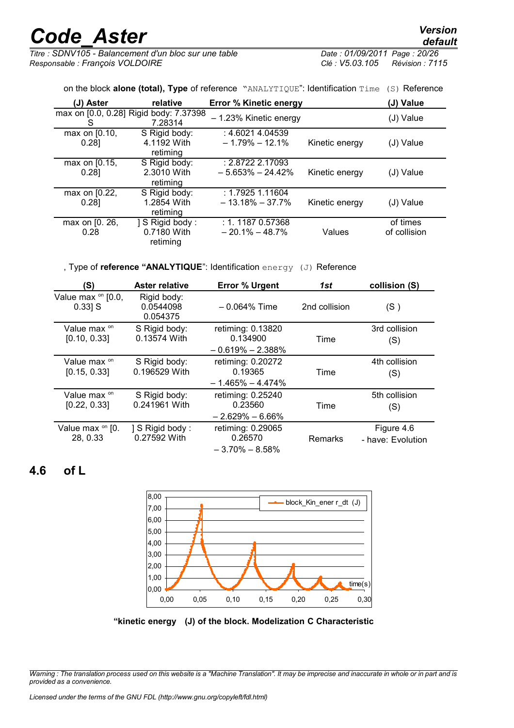on the block **alone (total), Type** of reference "ANALYTIQUE": Identification Time (S) Reference

| (J) Aster | relative | Error % Kinetic energy | | (J) Value |
|---|---|---|---|---|
| max on [0.0, 0.28] S | Rigid body: 7.37398 7.28314 | – 1.23% Kinetic energy | | (J) Value |
| max on [0.10, 0.28] | S Rigid body: 4.1192 With retiming | : 4.6021 4.04539 – 1.79% – 12.1% | Kinetic energy | (J) Value |
| max on [0.15, 0.28] | S Rigid body: 2.3010 With retiming | : 2.8722 2.17093 – 5.653% – 24.42% | Kinetic energy | (J) Value |
| max on [0.22, 0.28] | S Rigid body: 1.2854 With retiming | : 1.7925 1.11604 – 13.18% – 37.7% | Kinetic energy | (J) Value |
| max on [0. 26, 0.28 | ] S Rigid body : 0.7180 With retiming | : 1. 1187 0.57368 – 20.1% – 48.7% | Values | of times of collision |

, Type of **reference "ANALYTIQUE"**: Identification energy (J) Reference

| (S) | Aster relative | Error % Urgent | *1st* | collision (S) |
|---|---|---|---|---|
| Value max on [0.0, 0.33] S | Rigid body: 0.0544098 0.054375 | – 0.064% Time | 2nd collision | (S ) |
| Value max on [0.10, 0.33] | S Rigid body: 0.13574 With | retiming: 0.13820 0.134900 – 0.619% – 2.388% | Time | 3rd collision (S) |
| Value max on [0.15, 0.33] | S Rigid body: 0.196529 With | retiming: 0.20272 0.19365 – 1.465% – 4.474% | Time | 4th collision (S) |
| Value max on [0.22, 0.33] | S Rigid body: 0.241961 With | retiming: 0.25240 0.23560 – 2.629% – 6.66% | Time | 5th collision (S) |
| Value max on [0. 28, 0.33 | ] S Rigid body : 0.27592 With | retiming: 0.29065 0.26570 – 3.70% – 8.58% | Remarks | Figure 4.6 - have: Evolution |

## 4.6 of L

**"kinetic energy (J) of the block. Modelization C Characteristic**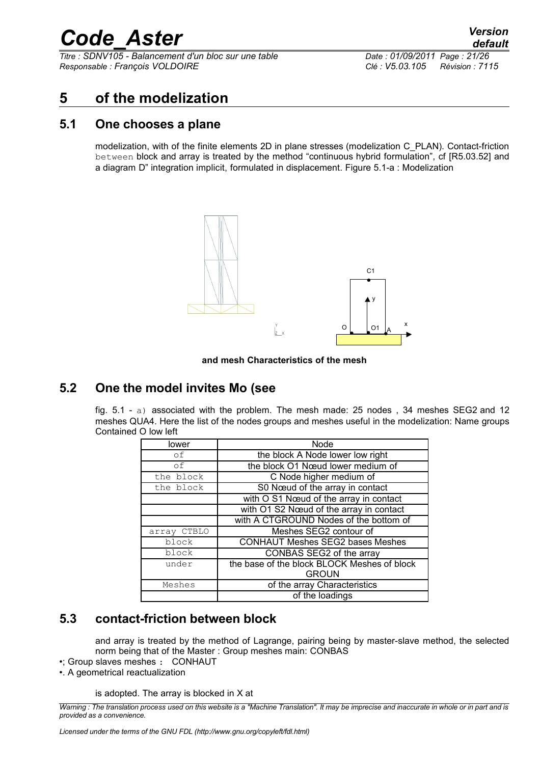# 5 of the modelization

## 5.1 One chooses a plane

modelization, with of the finite elements 2D in plane stresses (modelization C_PLAN). Contact-friction between block and array is treated by the method "continuous hybrid formulation", cf [R5.03.52] and a diagram D" integration implicit, formulated in displacement. Figure 5.1-a : Modelization

**and mesh Characteristics of the mesh**

## 5.2 One the model invites Mo (see

fig. 5.1 - a) associated with the problem. The mesh made: 25 nodes , 34 meshes SEG2 and 12 meshes QUA4. Here the list of the nodes groups and meshes useful in the modelization: Name groups Contained O low left

| lower | Node |
|---|---|
| of | the block A Node lower low right |
| of | the block O1 Nœud lower medium of |
| the block | C Node higher medium of |
| the block | S0 Nœud of the array in contact |
| | with O S1 Nœud of the array in contact |
| | with O1 S2 Nœud of the array in contact |
| | with A CTGROUND Nodes of the bottom of |
| array CTBLO | Meshes SEG2 contour of |
| block | CONHAUT Meshes SEG2 bases Meshes |
| block | CONBAS SEG2 of the array |
| under | the base of the block BLOCK Meshes of block GROUN |
| Meshes | of the array Characteristics |
| | of the loadings |

## 5.3 contact-friction between block

and array is treated by the method of Lagrange, pairing being by master-slave method, the selected norm being that of the Master : Group meshes main: CONBAS

•; Group slaves meshes : CONHAUT

•. A geometrical reactualization

is adopted. The array is blocked in X at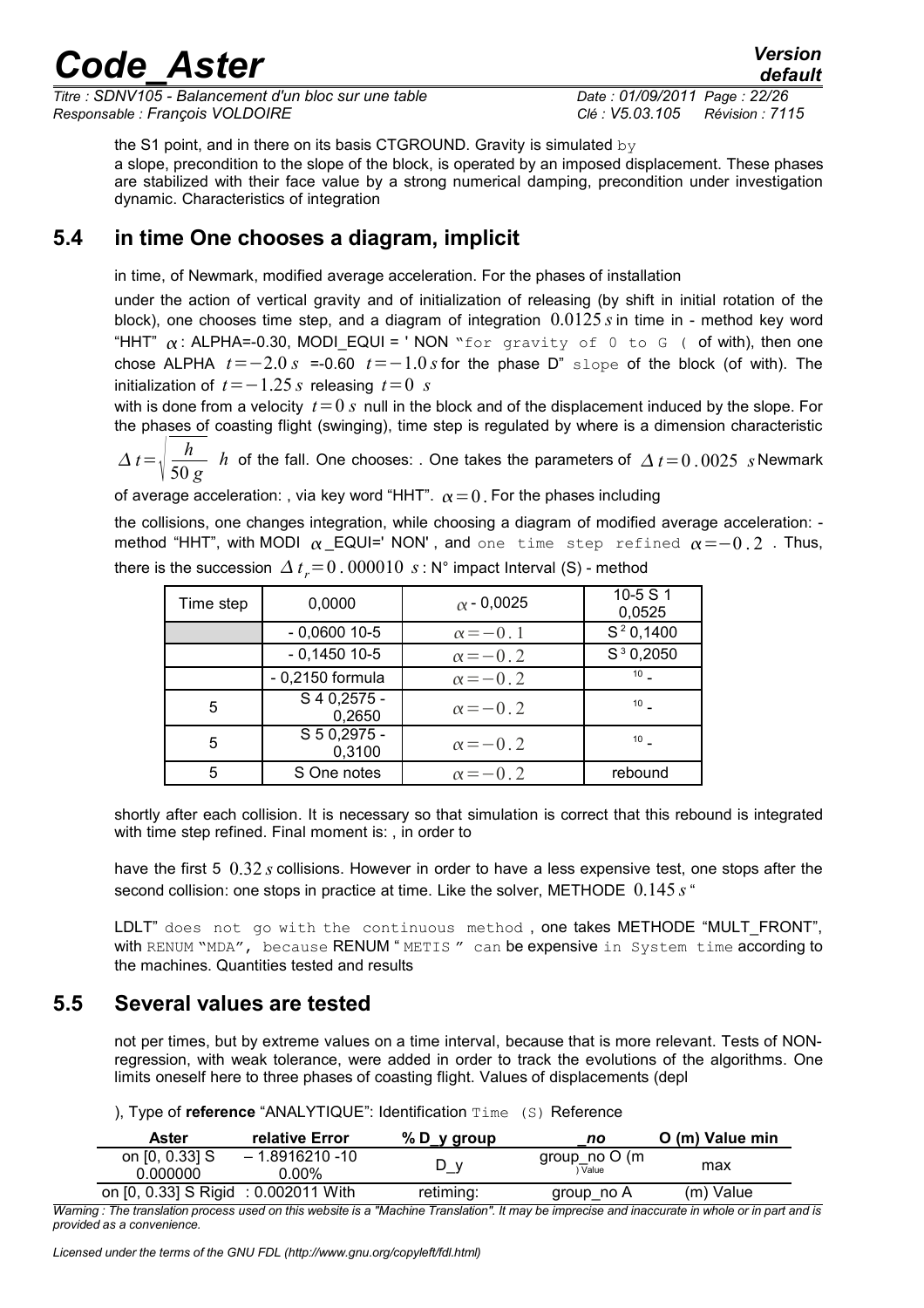the S1 point, and in there on its basis CTGROUND. Gravity is simulated by a slope, precondition to the slope of the block, is operated by an imposed displacement. These phases are stabilized with their face value by a strong numerical damping, precondition under investigation dynamic. Characteristics of integration

## 5.4 in time One chooses a diagram, implicit

in time, of Newmark, modified average acceleration. For the phases of installation

under the action of vertical gravity and of initialization of releasing (by shift in initial rotation of the block), one chooses time step, and a diagram of integration $0.0125\,s$ in time in - method key word "HHT" $\alpha$ : ALPHA=-0.30, MODI_EQUI = ' NON "for gravity of 0 to G ( of with), then one chose ALPHA $t=-2.0\,s$ =-0.60 $t=-1.0\,s$ for the phase D" slope of the block (of with). The initialization of $t=-1.25\,s$ releasing $t=0\ s$

with is done from a velocity $t=0\,s$ null in the block and of the displacement induced by the slope. For the phases of coasting flight (swinging), time step is regulated by where is a dimension characteristic

$\Delta t=\sqrt{\dfrac{h}{50\,g}}$ $h$ of the fall. One chooses: . One takes the parameters of $\Delta t=0.0025\ s$ Newmark

of average acceleration: , via key word "HHT". $\alpha=0$. For the phases including

the collisions, one changes integration, while choosing a diagram of modified average acceleration: - method "HHT", with MODI $\alpha$ _EQUI=' NON' , and one time step refined $\alpha=-0.2$ . Thus, there is the succession $\Delta t_r=0.000010\ s$ : N° impact Interval (S) - method

| Time step | 0,0000 | $\alpha$ - 0,0025 | 10-5 S 1 0,0525 |
|---|---|---|---|
| | - 0,0600 10-5 | $\alpha=-0.1$ | S [2] 0,1400 |
| | - 0,1450 10-5 | $\alpha=-0.2$ | S [3] 0,2050 |
| | - 0,2150 formula | $\alpha=-0.2$ | [10] - |
| 5 | S 4 0,2575 - 0,2650 | $\alpha=-0.2$ | [10] - |
| 5 | S 5 0,2975 - 0,3100 | $\alpha=-0.2$ | [10] - |
| 5 | S One notes | $\alpha=-0.2$ | rebound |

shortly after each collision. It is necessary so that simulation is correct that this rebound is integrated with time step refined. Final moment is: , in order to

have the first 5 $0.32\,s$ collisions. However in order to have a less expensive test, one stops after the second collision: one stops in practice at time. Like the solver, METHODE $0.145\,s$ "

LDLT" does not go with the continuous method , one takes METHODE "MULT_FRONT", with RENUM "MDA", because RENUM " METIS " can be expensive in System time according to the machines. Quantities tested and results

## 5.5 Several values are tested

not per times, but by extreme values on a time interval, because that is more relevant. Tests of NON-regression, with weak tolerance, were added in order to track the evolutions of the algorithms. One limits oneself here to three phases of coasting flight. Values of displacements (depl

), Type of **reference** "ANALYTIQUE": Identification Time (S) Reference

| Aster | relative Error | % D_y group | _no | O (m) Value min |
|---|---|---|---|---|
| on [0, 0.33] S 0.000000 | – 1.8916210 -10 0.00% | D_y | group_no O (m ) Value | max |
| on [0, 0.33] S Rigid | : 0.002011 With | retiming: | group_no A | (m) Value |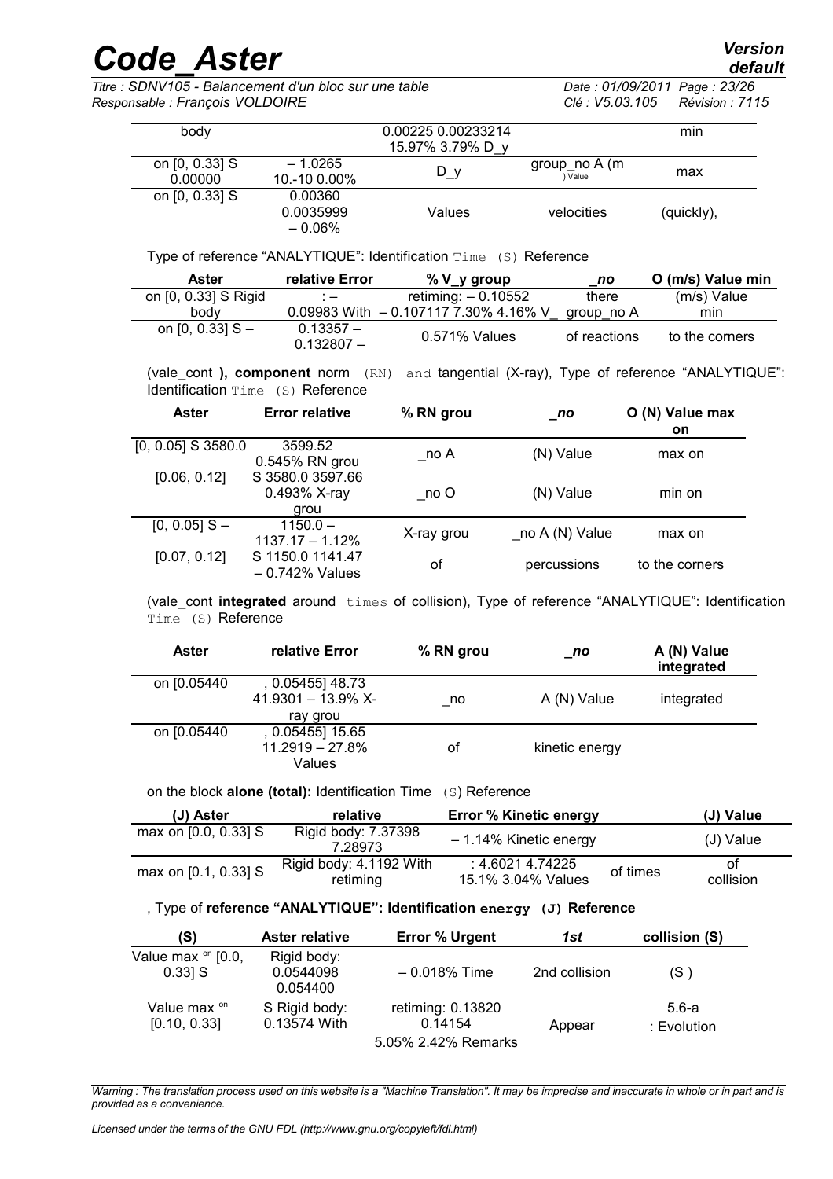| body | | 0.00225 0.00233214 15.97% 3.79% D_y | | min |
|---|---|---|---|---|
| on [0, 0.33] S 0.00000 | – 1.0265 10.-10 0.00% | D_y | group_no A (m ) Value | max |
| on [0, 0.33] S | 0.00360 0.0035999 – 0.06% | Values | velocities | (quickly), |

Type of reference "ANALYTIQUE": Identification Time (S) Reference

| Aster | relative Error | % V_y group | _no | O (m/s) Value min |
|---|---|---|---|---|
| on [0, 0.33] S Rigid body | : – 0.09983 With | retiming: – 0.10552 – 0.107117 7.30% 4.16% V_ | there group_no A | (m/s) Value min |
| on [0, 0.33] S – | 0.13357 – 0.132807 – | 0.571% Values | of reactions | to the corners |

(vale_cont **), component** norm (RN) and tangential (X-ray), Type of reference "ANALYTIQUE": Identification Time (S) Reference

| Aster | Error relative | % RN grou | _no | O (N) Value max on |
|---|---|---|---|---|
| [0, 0.05] S 3580.0 | 3599.52 0.545% RN grou | _no A | (N) Value | max on |
| [0.06, 0.12] | S 3580.0 3597.66 0.493% X-ray grou | _no O | (N) Value | min on |
| [0, 0.05] S – | 1150.0 – 1137.17 – 1.12% | X-ray grou | _no A (N) Value | max on |
| [0.07, 0.12] | S 1150.0 1141.47 – 0.742% Values | of | percussions | to the corners |

(vale_cont **integrated** around times of collision), Type of reference "ANALYTIQUE": Identification Time (S) Reference

| Aster | relative Error | % RN grou | _no | A (N) Value integrated |
|---|---|---|---|---|
| on [0.05440 | , 0.05455] 48.73 41.9301 – 13.9% X-ray grou | _no | A (N) Value | integrated |
| on [0.05440 | , 0.05455] 15.65 11.2919 – 27.8% Values | of | kinetic energy | |

on the block **alone (total):** Identification Time (S) Reference

| (J) Aster | relative | Error % Kinetic energy | | (J) Value |
|---|---|---|---|---|
| max on [0.0, 0.33] S | Rigid body: 7.37398 7.28973 | – 1.14% Kinetic energy | | (J) Value |
| max on [0.1, 0.33] S | Rigid body: 4.1192 With retiming | : 4.6021 4.74225 15.1% 3.04% Values | of times | of collision |

, Type of **reference "ANALYTIQUE": Identification energy (J) Reference**

| (S) | Aster relative | Error % Urgent | 1st | collision (S) |
|---|---|---|---|---|
| Value max on [0.0, 0.33] S | Rigid body: 0.0544098 0.054400 | – 0.018% Time | 2nd collision | (S ) |
| Value max on [0.10, 0.33] | S Rigid body: 0.13574 With | retiming: 0.13820 0.14154 5.05% 2.42% Remarks | Appear | 5.6-a : Evolution |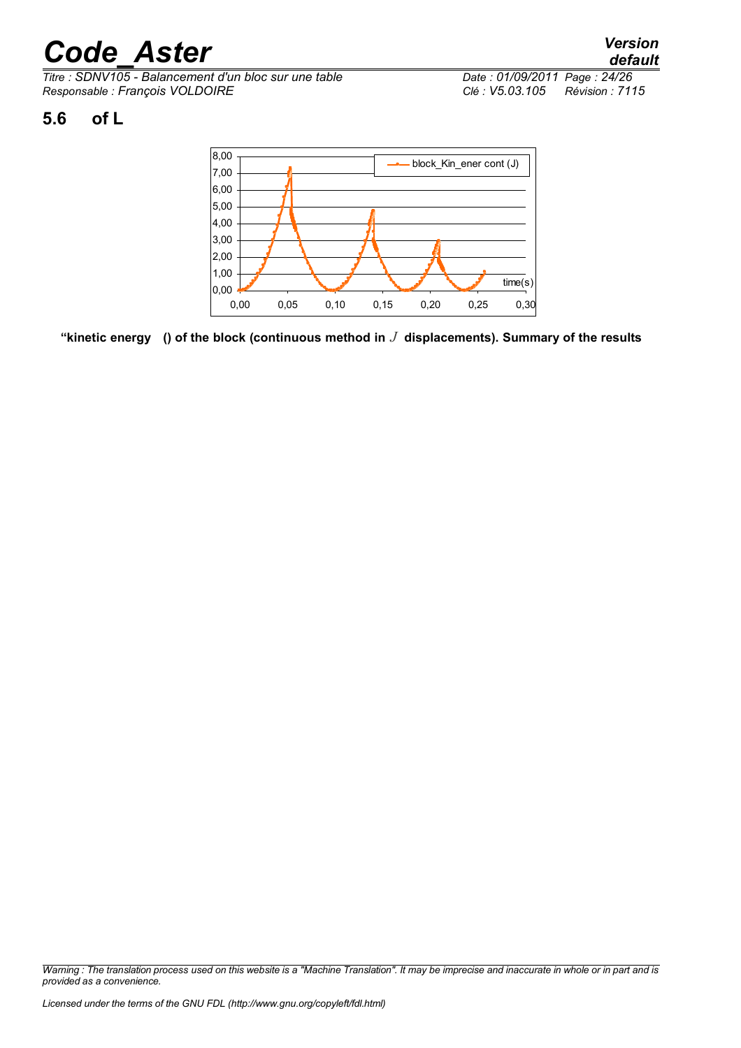## 5.6 of L

"kinetic energy () of the block (continuous method in $J$ displacements). Summary of the results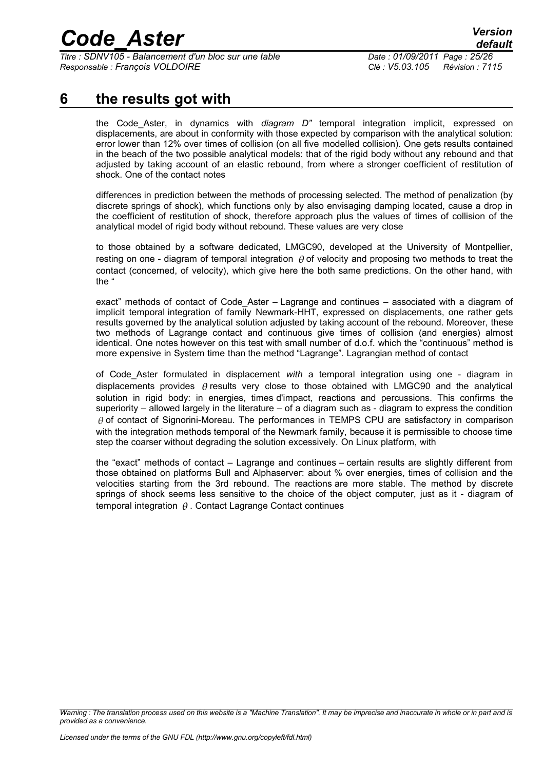# 6 the results got with

the Code_Aster, in dynamics with *diagram D"* temporal integration implicit, expressed on displacements, are about in conformity with those expected by comparison with the analytical solution: error lower than 12% over times of collision (on all five modelled collision). One gets results contained in the beach of the two possible analytical models: that of the rigid body without any rebound and that adjusted by taking account of an elastic rebound, from where a stronger coefficient of restitution of shock. One of the contact notes

differences in prediction between the methods of processing selected. The method of penalization (by discrete springs of shock), which functions only by also envisaging damping located, cause a drop in the coefficient of restitution of shock, therefore approach plus the values of times of collision of the analytical model of rigid body without rebound. These values are very close

to those obtained by a software dedicated, LMGC90, developed at the University of Montpellier, resting on one - diagram of temporal integration $\theta$ of velocity and proposing two methods to treat the contact (concerned, of velocity), which give here the both same predictions. On the other hand, with the "

exact" methods of contact of Code_Aster – Lagrange and continues – associated with a diagram of implicit temporal integration of family Newmark-HHT, expressed on displacements, one rather gets results governed by the analytical solution adjusted by taking account of the rebound. Moreover, these two methods of Lagrange contact and continuous give times of collision (and energies) almost identical. One notes however on this test with small number of d.o.f. which the "continuous" method is more expensive in System time than the method "Lagrange". Lagrangian method of contact

of Code_Aster formulated in displacement *with* a temporal integration using one - diagram in displacements provides $\theta$ results very close to those obtained with LMGC90 and the analytical solution in rigid body: in energies, times d'impact, reactions and percussions. This confirms the superiority – allowed largely in the literature – of a diagram such as - diagram to express the condition $\theta$ of contact of Signorini-Moreau. The performances in TEMPS CPU are satisfactory in comparison with the integration methods temporal of the Newmark family, because it is permissible to choose time step the coarser without degrading the solution excessively. On Linux platform, with

the "exact" methods of contact – Lagrange and continues – certain results are slightly different from those obtained on platforms Bull and Alphaserver: about % over energies, times of collision and the velocities starting from the 3rd rebound. The reactions are more stable. The method by discrete springs of shock seems less sensitive to the choice of the object computer, just as it - diagram of temporal integration $\theta$. Contact Lagrange Contact continues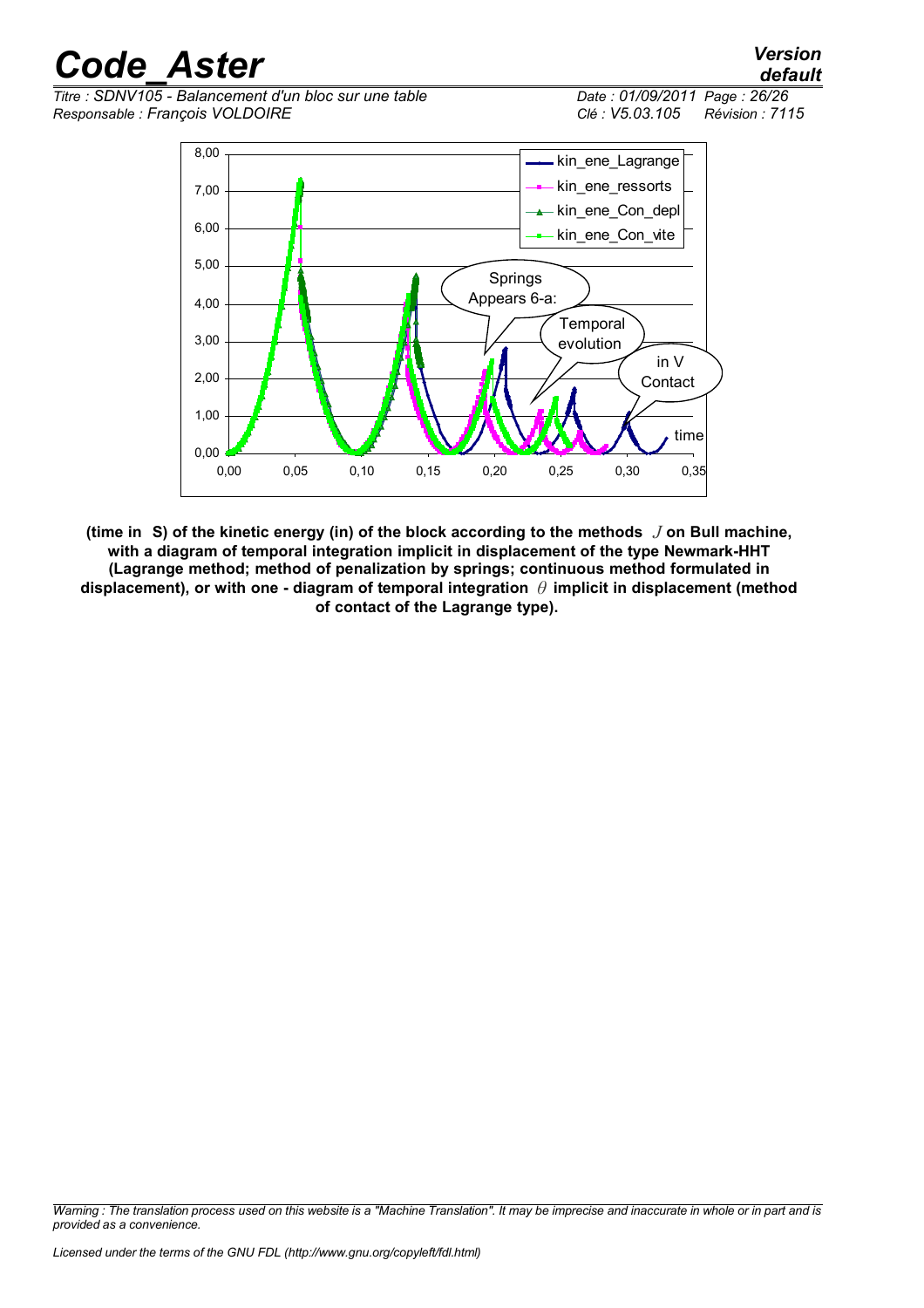8,00
7,00
6,00
5,00
4,00
3,00
2,00
1,00
0,00

0,00 0,05 0,10 0,15 0,20 0,25 0,30 0,35

kin_ene_Lagrange
kin_ene_ressorts
kin_ene_Con_depl
kin_ene_Con_vite

Springs
Appears 6-a:

Temporal
evolution

in V
Contact

time

**(time in S) of the kinetic energy (in) of the block according to the methods $J$ on Bull machine, with a diagram of temporal integration implicit in displacement of the type Newmark-HHT (Lagrange method; method of penalization by springs; continuous method formulated in displacement), or with one - diagram of temporal integration $\theta$ implicit in displacement (method of contact of the Lagrange type).**